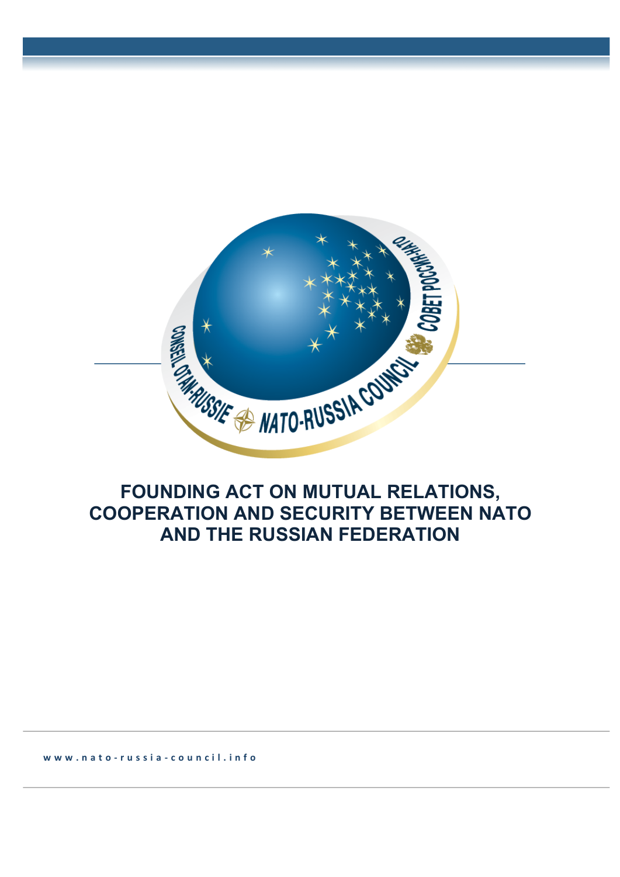# FOUNDING ACT ON MUTUAL RELATIONS, COOPERATION AND SECURITY BETWEEN NATO AND THE RUSSIAN FEDERATION

www.nato-russia-council.info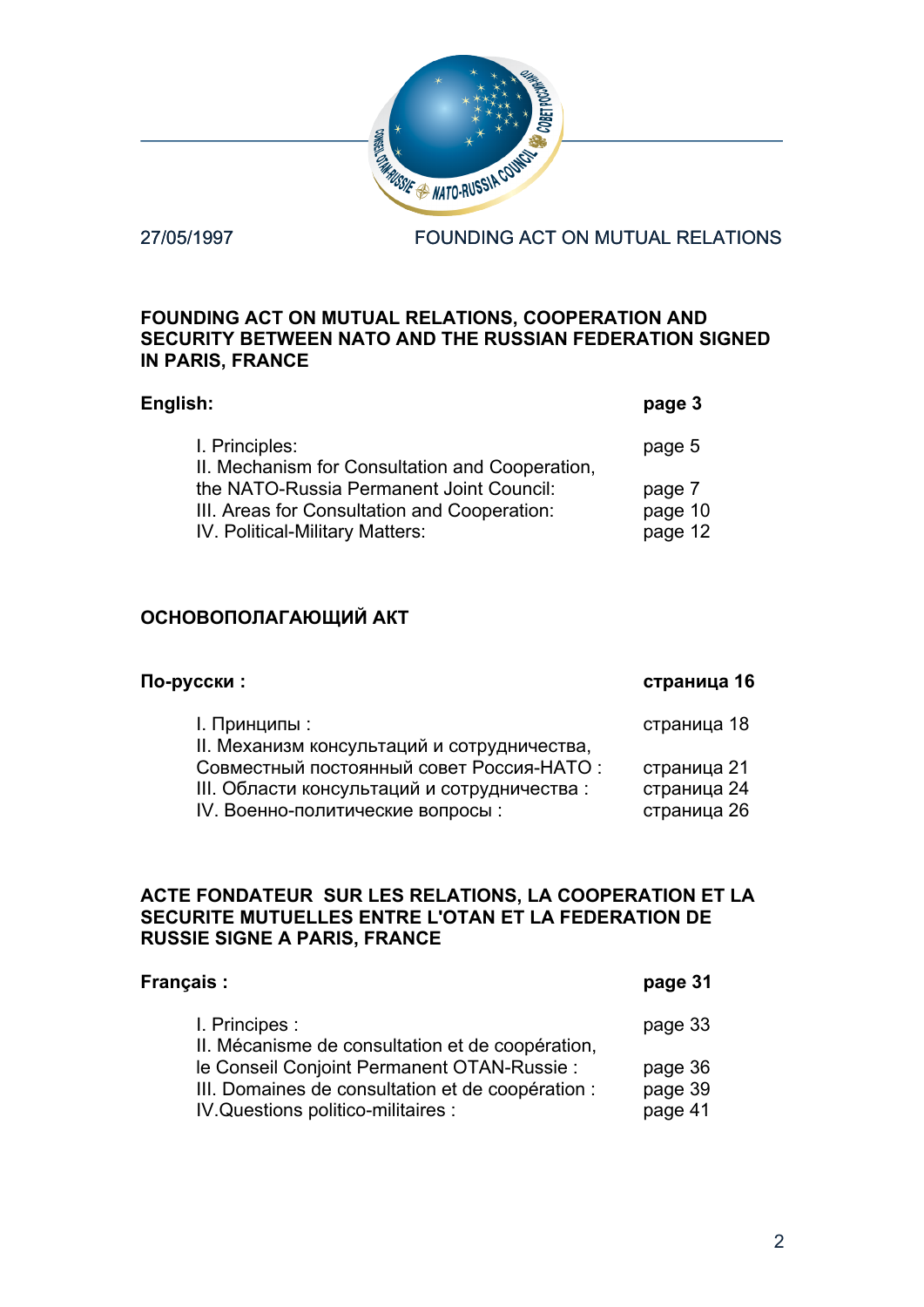27/05/1997 FOUNDING ACT ON MUTUAL RELATIONS

## FOUNDING ACT ON MUTUAL RELATIONS, COOPERATION AND SECURITY BETWEEN NATO AND THE RUSSIAN FEDERATION SIGNED IN PARIS, FRANCE

| **English:** | **page 3** |
|---|---|
| I. Principles: | page 5 |
| II. Mechanism for Consultation and Cooperation, the NATO-Russia Permanent Joint Council: | page 7 |
| III. Areas for Consultation and Cooperation: | page 10 |
| IV. Political-Military Matters: | page 12 |

## ОСНОВОПОЛАГАЮЩИЙ АКТ

| **По-русски :** | **страница 16** |
|---|---|
| I. Принципы : | страница 18 |
| II. Механизм консультаций и сотрудничества, Совместный постоянный совет Россия-НАТО : | страница 21 |
| III. Области консультаций и сотрудничества : | страница 24 |
| IV. Военно-политические вопросы : | страница 26 |

## ACTE FONDATEUR SUR LES RELATIONS, LA COOPERATION ET LA SECURITE MUTUELLES ENTRE L'OTAN ET LA FEDERATION DE RUSSIE SIGNE A PARIS, FRANCE

| **Français :** | **page 31** |
|---|---|
| I. Principes : | page 33 |
| II. Mécanisme de consultation et de coopération, le Conseil Conjoint Permanent OTAN-Russie : | page 36 |
| III. Domaines de consultation et de coopération : | page 39 |
| IV.Questions politico-militaires : | page 41 |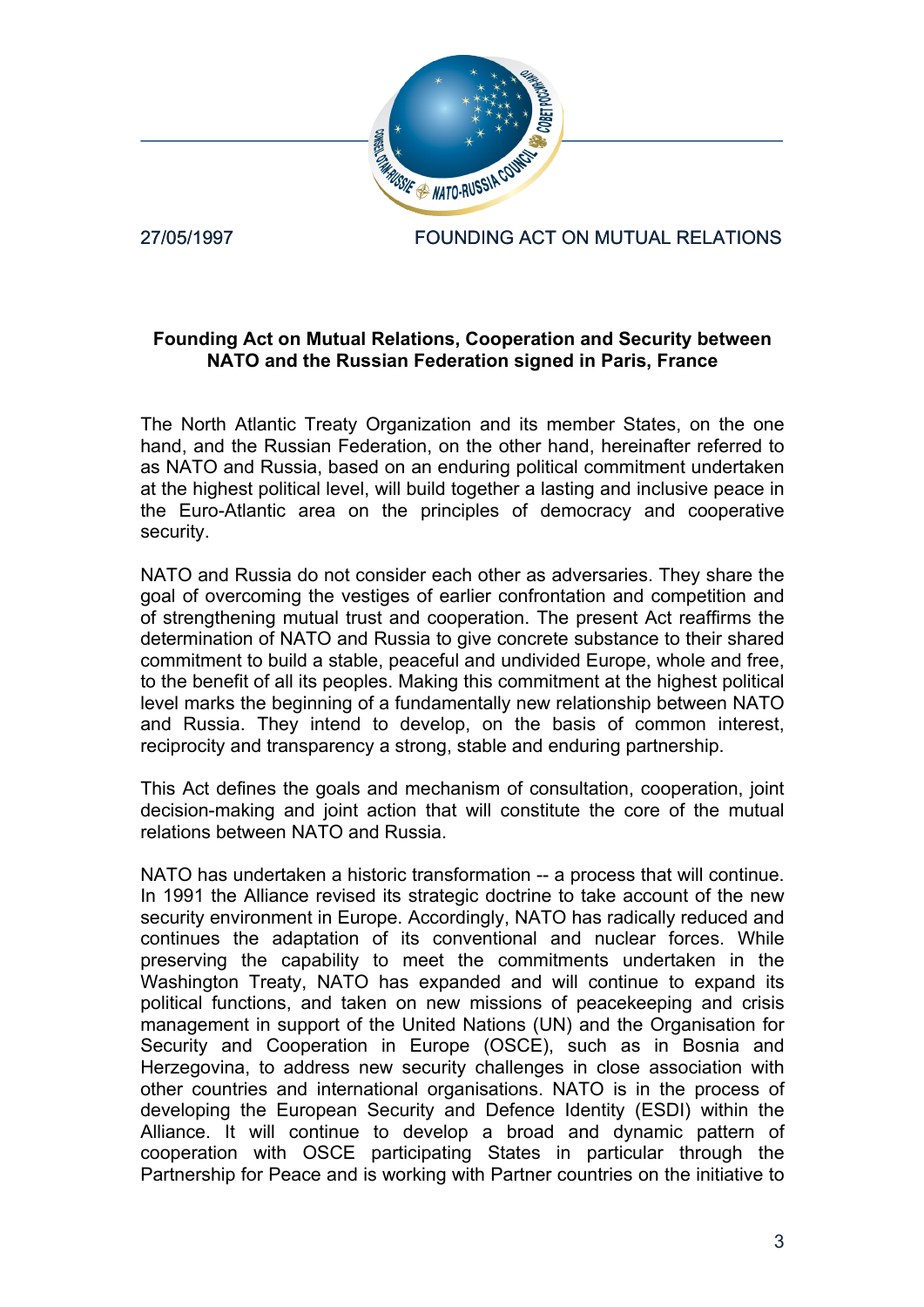27/05/1997 FOUNDING ACT ON MUTUAL RELATIONS

**Founding Act on Mutual Relations, Cooperation and Security between NATO and the Russian Federation signed in Paris, France**

The North Atlantic Treaty Organization and its member States, on the one hand, and the Russian Federation, on the other hand, hereinafter referred to as NATO and Russia, based on an enduring political commitment undertaken at the highest political level, will build together a lasting and inclusive peace in the Euro-Atlantic area on the principles of democracy and cooperative security.

NATO and Russia do not consider each other as adversaries. They share the goal of overcoming the vestiges of earlier confrontation and competition and of strengthening mutual trust and cooperation. The present Act reaffirms the determination of NATO and Russia to give concrete substance to their shared commitment to build a stable, peaceful and undivided Europe, whole and free, to the benefit of all its peoples. Making this commitment at the highest political level marks the beginning of a fundamentally new relationship between NATO and Russia. They intend to develop, on the basis of common interest, reciprocity and transparency a strong, stable and enduring partnership.

This Act defines the goals and mechanism of consultation, cooperation, joint decision-making and joint action that will constitute the core of the mutual relations between NATO and Russia.

NATO has undertaken a historic transformation -- a process that will continue. In 1991 the Alliance revised its strategic doctrine to take account of the new security environment in Europe. Accordingly, NATO has radically reduced and continues the adaptation of its conventional and nuclear forces. While preserving the capability to meet the commitments undertaken in the Washington Treaty, NATO has expanded and will continue to expand its political functions, and taken on new missions of peacekeeping and crisis management in support of the United Nations (UN) and the Organisation for Security and Cooperation in Europe (OSCE), such as in Bosnia and Herzegovina, to address new security challenges in close association with other countries and international organisations. NATO is in the process of developing the European Security and Defence Identity (ESDI) within the Alliance. It will continue to develop a broad and dynamic pattern of cooperation with OSCE participating States in particular through the Partnership for Peace and is working with Partner countries on the initiative to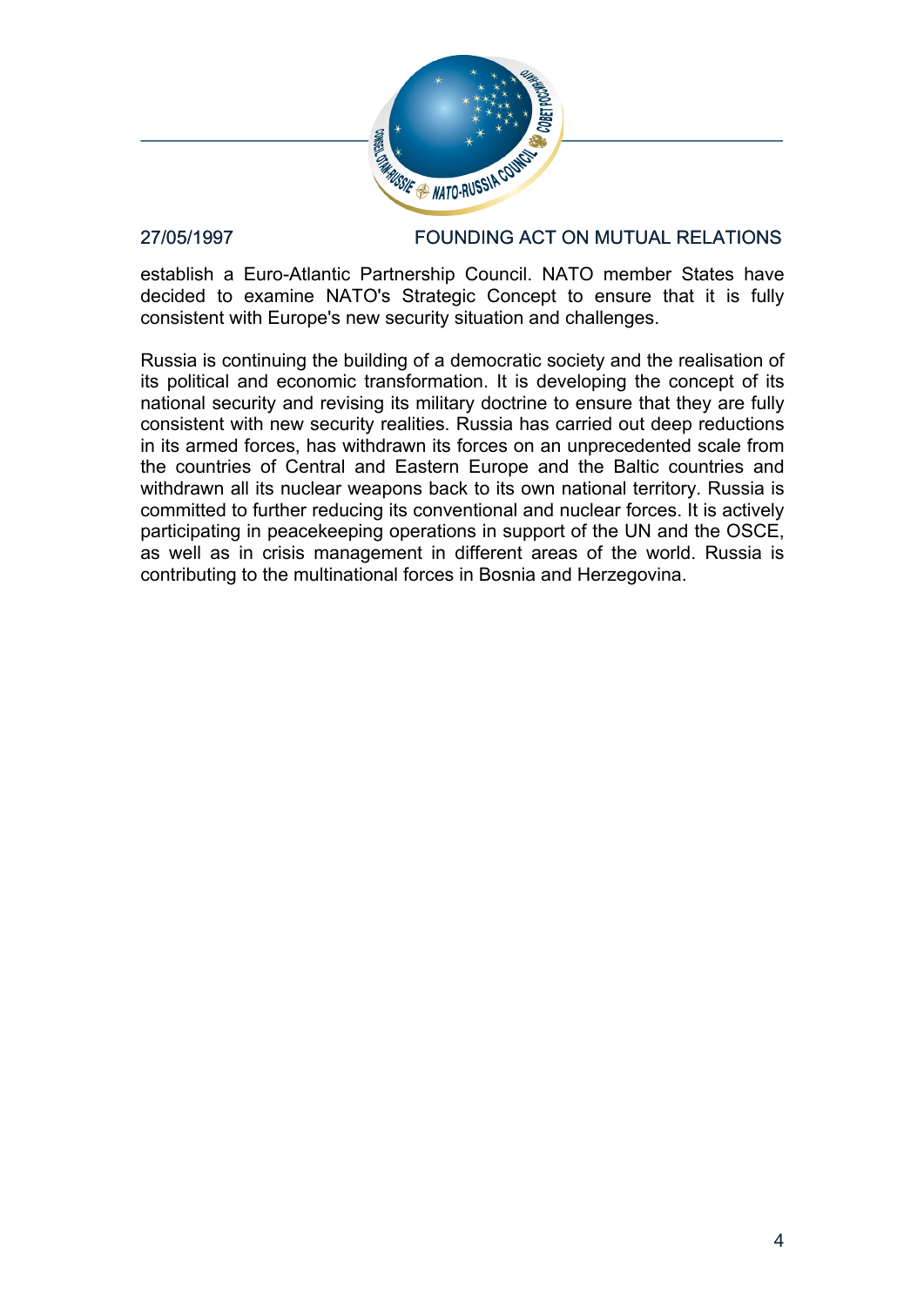establish a Euro-Atlantic Partnership Council. NATO member States have decided to examine NATO's Strategic Concept to ensure that it is fully consistent with Europe's new security situation and challenges.

Russia is continuing the building of a democratic society and the realisation of its political and economic transformation. It is developing the concept of its national security and revising its military doctrine to ensure that they are fully consistent with new security realities. Russia has carried out deep reductions in its armed forces, has withdrawn its forces on an unprecedented scale from the countries of Central and Eastern Europe and the Baltic countries and withdrawn all its nuclear weapons back to its own national territory. Russia is committed to further reducing its conventional and nuclear forces. It is actively participating in peacekeeping operations in support of the UN and the OSCE, as well as in crisis management in different areas of the world. Russia is contributing to the multinational forces in Bosnia and Herzegovina.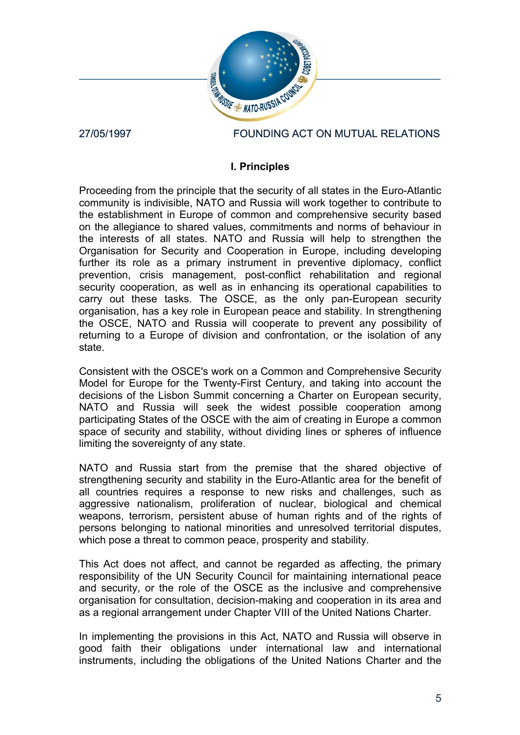27/05/1997 FOUNDING ACT ON MUTUAL RELATIONS

### I. Principles

Proceeding from the principle that the security of all states in the Euro-Atlantic community is indivisible, NATO and Russia will work together to contribute to the establishment in Europe of common and comprehensive security based on the allegiance to shared values, commitments and norms of behaviour in the interests of all states. NATO and Russia will help to strengthen the Organisation for Security and Cooperation in Europe, including developing further its role as a primary instrument in preventive diplomacy, conflict prevention, crisis management, post-conflict rehabilitation and regional security cooperation, as well as in enhancing its operational capabilities to carry out these tasks. The OSCE, as the only pan-European security organisation, has a key role in European peace and stability. In strengthening the OSCE, NATO and Russia will cooperate to prevent any possibility of returning to a Europe of division and confrontation, or the isolation of any state.

Consistent with the OSCE's work on a Common and Comprehensive Security Model for Europe for the Twenty-First Century, and taking into account the decisions of the Lisbon Summit concerning a Charter on European security, NATO and Russia will seek the widest possible cooperation among participating States of the OSCE with the aim of creating in Europe a common space of security and stability, without dividing lines or spheres of influence limiting the sovereignty of any state.

NATO and Russia start from the premise that the shared objective of strengthening security and stability in the Euro-Atlantic area for the benefit of all countries requires a response to new risks and challenges, such as aggressive nationalism, proliferation of nuclear, biological and chemical weapons, terrorism, persistent abuse of human rights and of the rights of persons belonging to national minorities and unresolved territorial disputes, which pose a threat to common peace, prosperity and stability.

This Act does not affect, and cannot be regarded as affecting, the primary responsibility of the UN Security Council for maintaining international peace and security, or the role of the OSCE as the inclusive and comprehensive organisation for consultation, decision-making and cooperation in its area and as a regional arrangement under Chapter VIII of the United Nations Charter.

In implementing the provisions in this Act, NATO and Russia will observe in good faith their obligations under international law and international instruments, including the obligations of the United Nations Charter and the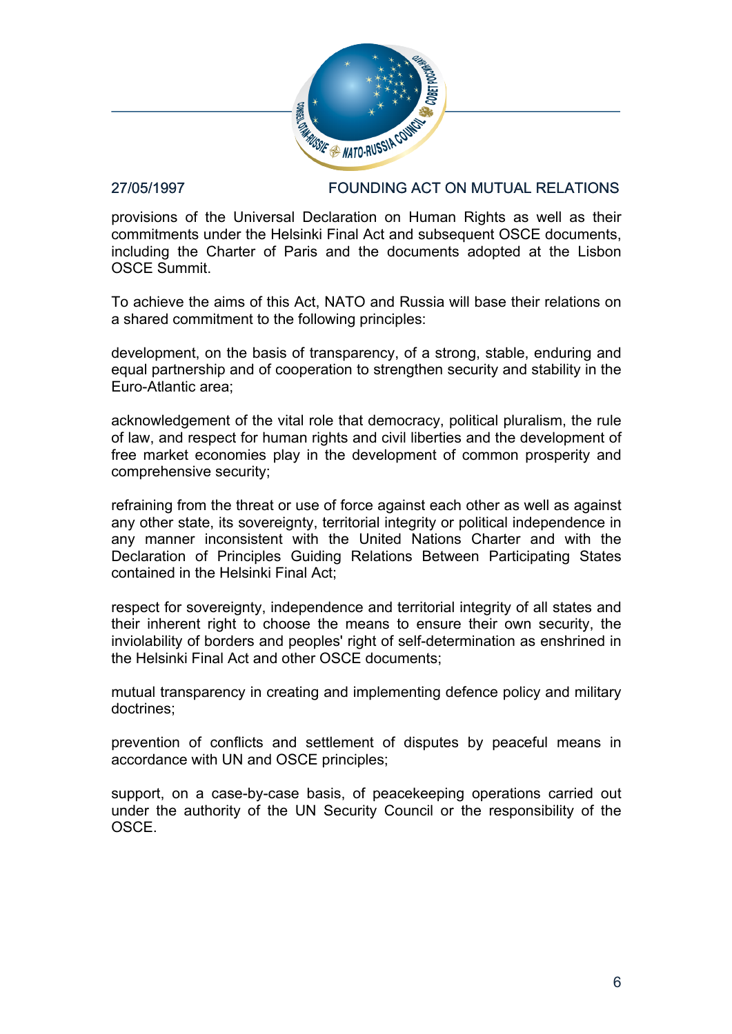provisions of the Universal Declaration on Human Rights as well as their commitments under the Helsinki Final Act and subsequent OSCE documents, including the Charter of Paris and the documents adopted at the Lisbon OSCE Summit.

To achieve the aims of this Act, NATO and Russia will base their relations on a shared commitment to the following principles:

development, on the basis of transparency, of a strong, stable, enduring and equal partnership and of cooperation to strengthen security and stability in the Euro-Atlantic area;

acknowledgement of the vital role that democracy, political pluralism, the rule of law, and respect for human rights and civil liberties and the development of free market economies play in the development of common prosperity and comprehensive security;

refraining from the threat or use of force against each other as well as against any other state, its sovereignty, territorial integrity or political independence in any manner inconsistent with the United Nations Charter and with the Declaration of Principles Guiding Relations Between Participating States contained in the Helsinki Final Act;

respect for sovereignty, independence and territorial integrity of all states and their inherent right to choose the means to ensure their own security, the inviolability of borders and peoples' right of self-determination as enshrined in the Helsinki Final Act and other OSCE documents;

mutual transparency in creating and implementing defence policy and military doctrines;

prevention of conflicts and settlement of disputes by peaceful means in accordance with UN and OSCE principles;

support, on a case-by-case basis, of peacekeeping operations carried out under the authority of the UN Security Council or the responsibility of the OSCE.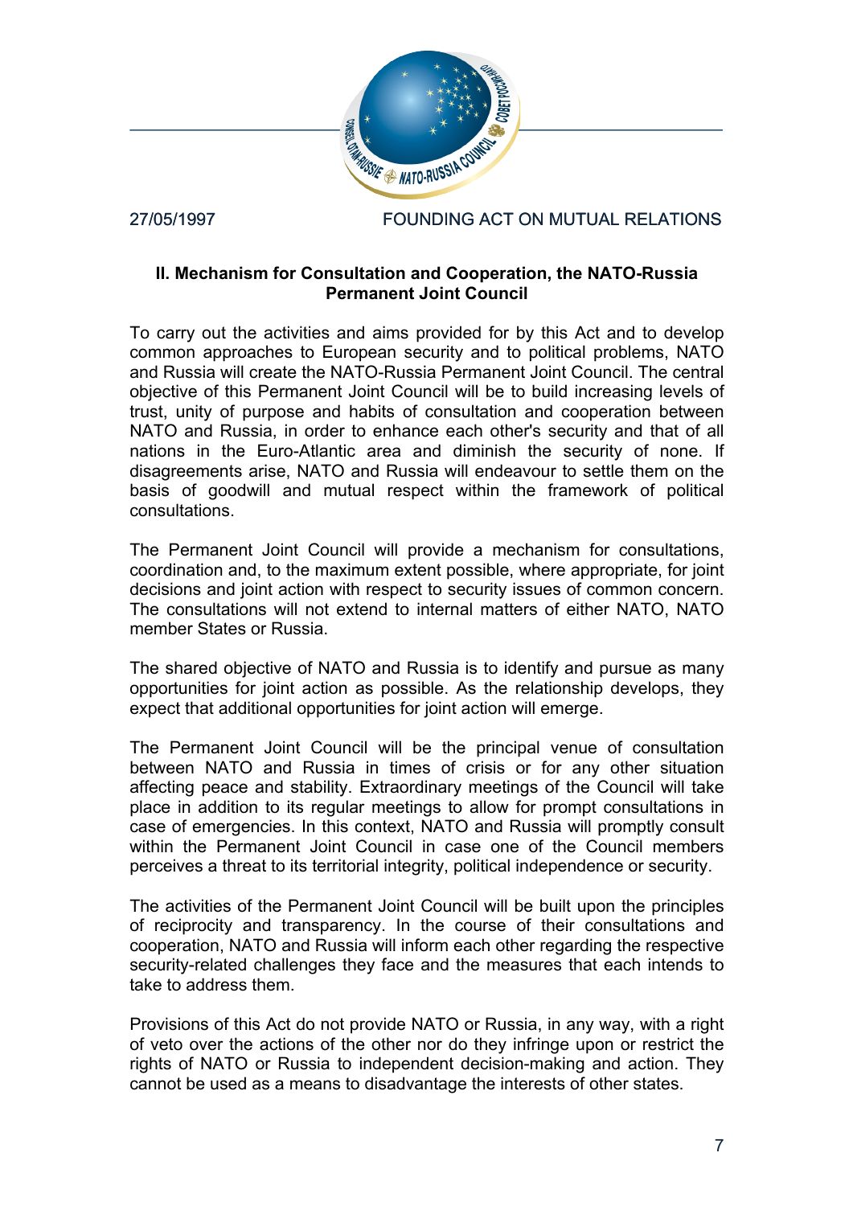## II. Mechanism for Consultation and Cooperation, the NATO-Russia Permanent Joint Council

To carry out the activities and aims provided for by this Act and to develop common approaches to European security and to political problems, NATO and Russia will create the NATO-Russia Permanent Joint Council. The central objective of this Permanent Joint Council will be to build increasing levels of trust, unity of purpose and habits of consultation and cooperation between NATO and Russia, in order to enhance each other's security and that of all nations in the Euro-Atlantic area and diminish the security of none. If disagreements arise, NATO and Russia will endeavour to settle them on the basis of goodwill and mutual respect within the framework of political consultations.

The Permanent Joint Council will provide a mechanism for consultations, coordination and, to the maximum extent possible, where appropriate, for joint decisions and joint action with respect to security issues of common concern. The consultations will not extend to internal matters of either NATO, NATO member States or Russia.

The shared objective of NATO and Russia is to identify and pursue as many opportunities for joint action as possible. As the relationship develops, they expect that additional opportunities for joint action will emerge.

The Permanent Joint Council will be the principal venue of consultation between NATO and Russia in times of crisis or for any other situation affecting peace and stability. Extraordinary meetings of the Council will take place in addition to its regular meetings to allow for prompt consultations in case of emergencies. In this context, NATO and Russia will promptly consult within the Permanent Joint Council in case one of the Council members perceives a threat to its territorial integrity, political independence or security.

The activities of the Permanent Joint Council will be built upon the principles of reciprocity and transparency. In the course of their consultations and cooperation, NATO and Russia will inform each other regarding the respective security-related challenges they face and the measures that each intends to take to address them.

Provisions of this Act do not provide NATO or Russia, in any way, with a right of veto over the actions of the other nor do they infringe upon or restrict the rights of NATO or Russia to independent decision-making and action. They cannot be used as a means to disadvantage the interests of other states.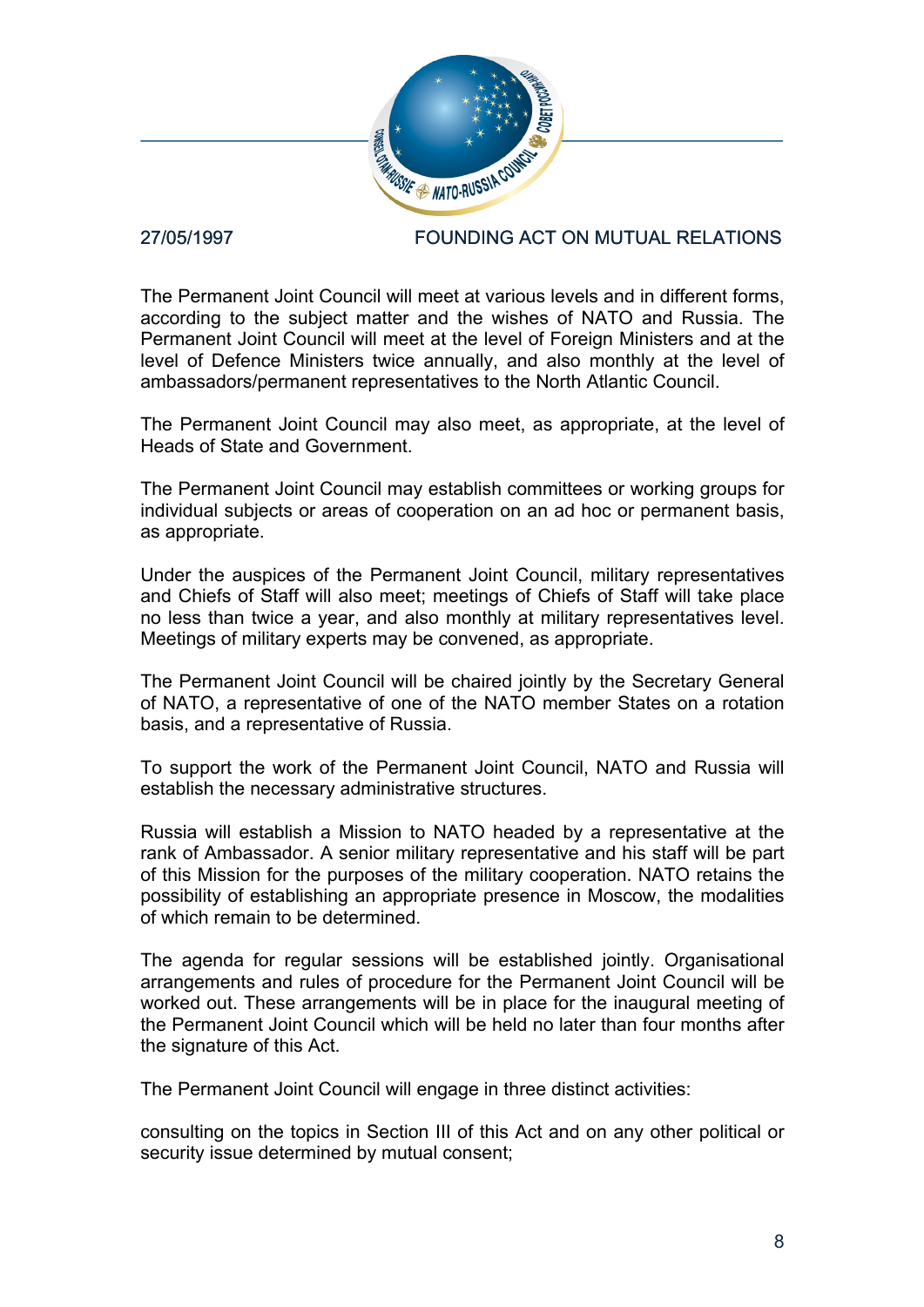The Permanent Joint Council will meet at various levels and in different forms, according to the subject matter and the wishes of NATO and Russia. The Permanent Joint Council will meet at the level of Foreign Ministers and at the level of Defence Ministers twice annually, and also monthly at the level of ambassadors/permanent representatives to the North Atlantic Council.

The Permanent Joint Council may also meet, as appropriate, at the level of Heads of State and Government.

The Permanent Joint Council may establish committees or working groups for individual subjects or areas of cooperation on an ad hoc or permanent basis, as appropriate.

Under the auspices of the Permanent Joint Council, military representatives and Chiefs of Staff will also meet; meetings of Chiefs of Staff will take place no less than twice a year, and also monthly at military representatives level. Meetings of military experts may be convened, as appropriate.

The Permanent Joint Council will be chaired jointly by the Secretary General of NATO, a representative of one of the NATO member States on a rotation basis, and a representative of Russia.

To support the work of the Permanent Joint Council, NATO and Russia will establish the necessary administrative structures.

Russia will establish a Mission to NATO headed by a representative at the rank of Ambassador. A senior military representative and his staff will be part of this Mission for the purposes of the military cooperation. NATO retains the possibility of establishing an appropriate presence in Moscow, the modalities of which remain to be determined.

The agenda for regular sessions will be established jointly. Organisational arrangements and rules of procedure for the Permanent Joint Council will be worked out. These arrangements will be in place for the inaugural meeting of the Permanent Joint Council which will be held no later than four months after the signature of this Act.

The Permanent Joint Council will engage in three distinct activities:

consulting on the topics in Section III of this Act and on any other political or security issue determined by mutual consent;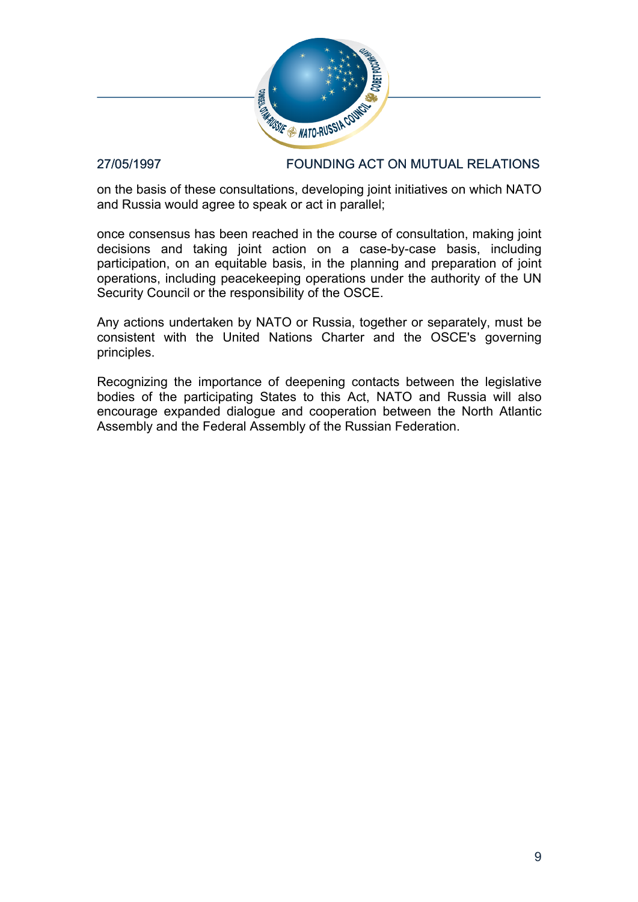on the basis of these consultations, developing joint initiatives on which NATO and Russia would agree to speak or act in parallel;

once consensus has been reached in the course of consultation, making joint decisions and taking joint action on a case-by-case basis, including participation, on an equitable basis, in the planning and preparation of joint operations, including peacekeeping operations under the authority of the UN Security Council or the responsibility of the OSCE.

Any actions undertaken by NATO or Russia, together or separately, must be consistent with the United Nations Charter and the OSCE's governing principles.

Recognizing the importance of deepening contacts between the legislative bodies of the participating States to this Act, NATO and Russia will also encourage expanded dialogue and cooperation between the North Atlantic Assembly and the Federal Assembly of the Russian Federation.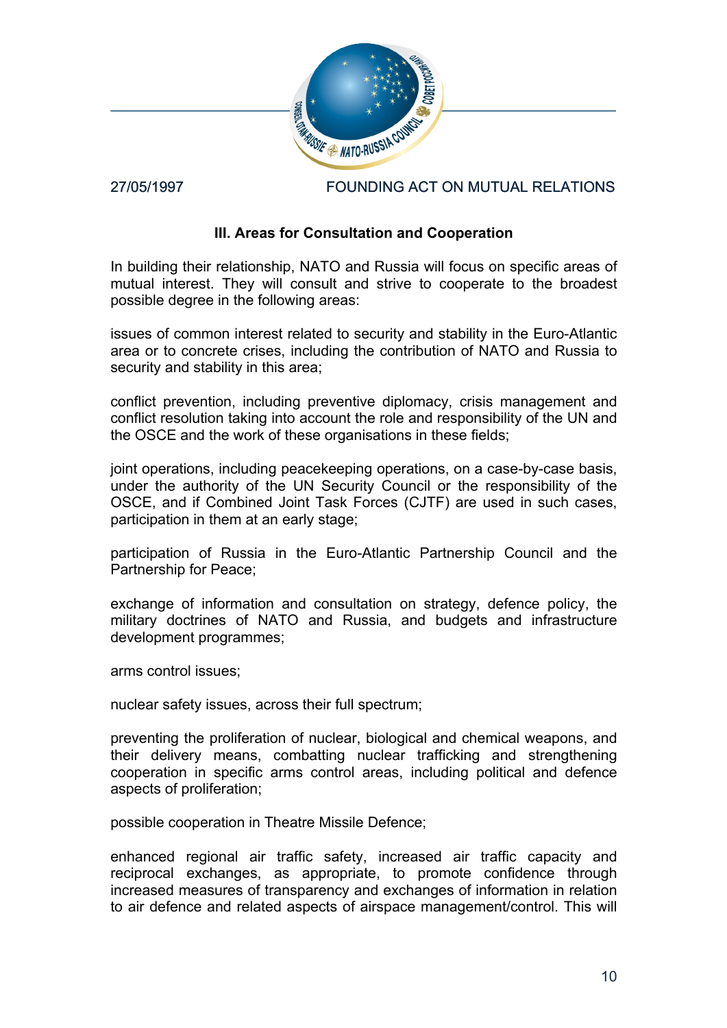### III. Areas for Consultation and Cooperation

In building their relationship, NATO and Russia will focus on specific areas of mutual interest. They will consult and strive to cooperate to the broadest possible degree in the following areas:

issues of common interest related to security and stability in the Euro-Atlantic area or to concrete crises, including the contribution of NATO and Russia to security and stability in this area;

conflict prevention, including preventive diplomacy, crisis management and conflict resolution taking into account the role and responsibility of the UN and the OSCE and the work of these organisations in these fields;

joint operations, including peacekeeping operations, on a case-by-case basis, under the authority of the UN Security Council or the responsibility of the OSCE, and if Combined Joint Task Forces (CJTF) are used in such cases, participation in them at an early stage;

participation of Russia in the Euro-Atlantic Partnership Council and the Partnership for Peace;

exchange of information and consultation on strategy, defence policy, the military doctrines of NATO and Russia, and budgets and infrastructure development programmes;

arms control issues;

nuclear safety issues, across their full spectrum;

preventing the proliferation of nuclear, biological and chemical weapons, and their delivery means, combatting nuclear trafficking and strengthening cooperation in specific arms control areas, including political and defence aspects of proliferation;

possible cooperation in Theatre Missile Defence;

enhanced regional air traffic safety, increased air traffic capacity and reciprocal exchanges, as appropriate, to promote confidence through increased measures of transparency and exchanges of information in relation to air defence and related aspects of airspace management/control. This will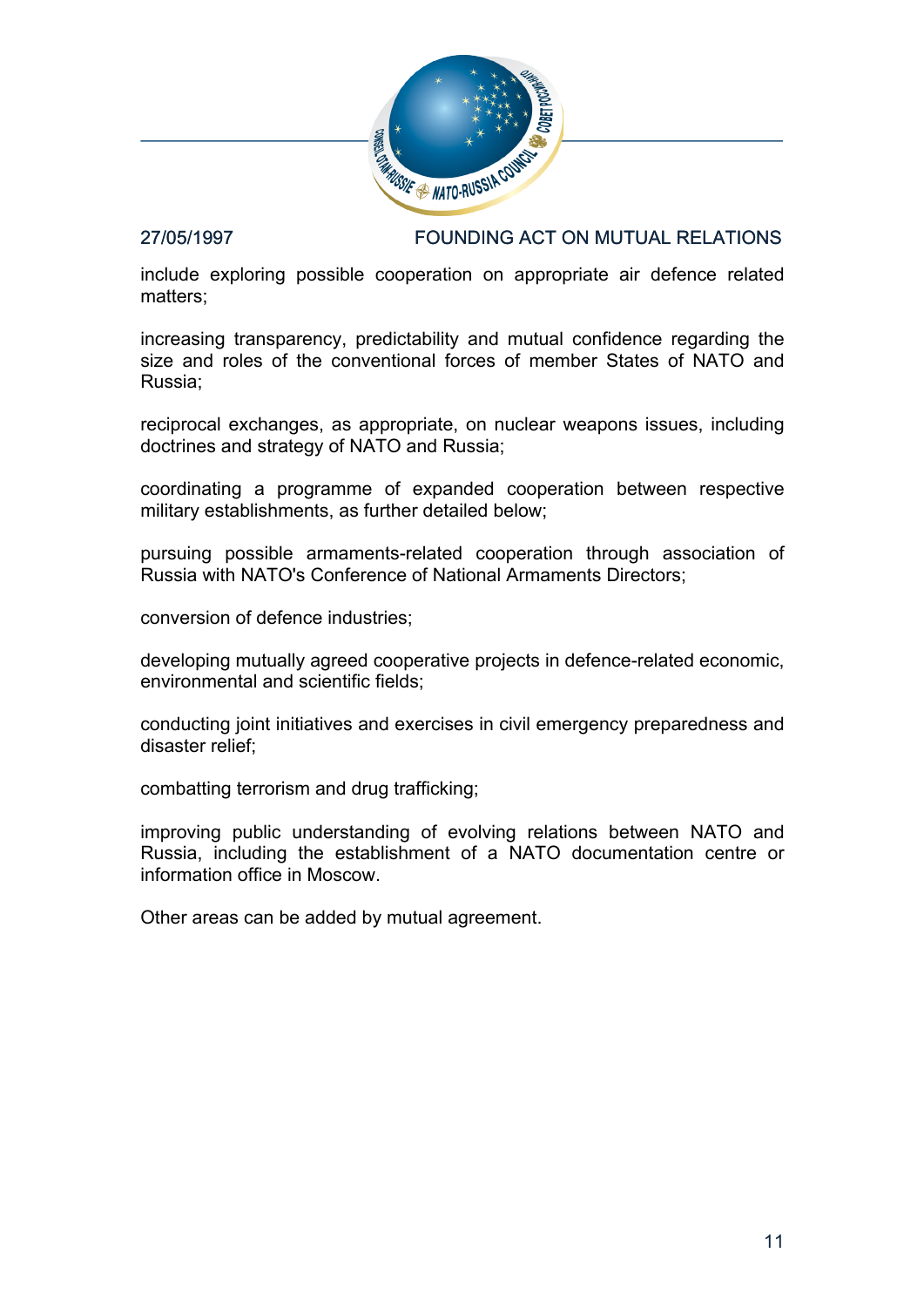include exploring possible cooperation on appropriate air defence related matters;

increasing transparency, predictability and mutual confidence regarding the size and roles of the conventional forces of member States of NATO and Russia;

reciprocal exchanges, as appropriate, on nuclear weapons issues, including doctrines and strategy of NATO and Russia;

coordinating a programme of expanded cooperation between respective military establishments, as further detailed below;

pursuing possible armaments-related cooperation through association of Russia with NATO's Conference of National Armaments Directors;

conversion of defence industries;

developing mutually agreed cooperative projects in defence-related economic, environmental and scientific fields;

conducting joint initiatives and exercises in civil emergency preparedness and disaster relief;

combatting terrorism and drug trafficking;

improving public understanding of evolving relations between NATO and Russia, including the establishment of a NATO documentation centre or information office in Moscow.

Other areas can be added by mutual agreement.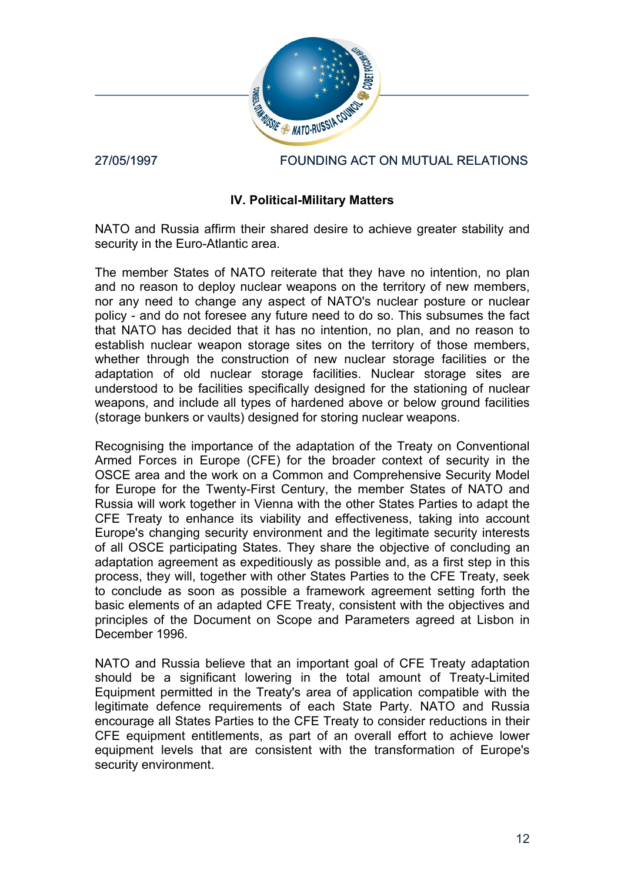## IV. Political-Military Matters

NATO and Russia affirm their shared desire to achieve greater stability and security in the Euro-Atlantic area.

The member States of NATO reiterate that they have no intention, no plan and no reason to deploy nuclear weapons on the territory of new members, nor any need to change any aspect of NATO's nuclear posture or nuclear policy - and do not foresee any future need to do so. This subsumes the fact that NATO has decided that it has no intention, no plan, and no reason to establish nuclear weapon storage sites on the territory of those members, whether through the construction of new nuclear storage facilities or the adaptation of old nuclear storage facilities. Nuclear storage sites are understood to be facilities specifically designed for the stationing of nuclear weapons, and include all types of hardened above or below ground facilities (storage bunkers or vaults) designed for storing nuclear weapons.

Recognising the importance of the adaptation of the Treaty on Conventional Armed Forces in Europe (CFE) for the broader context of security in the OSCE area and the work on a Common and Comprehensive Security Model for Europe for the Twenty-First Century, the member States of NATO and Russia will work together in Vienna with the other States Parties to adapt the CFE Treaty to enhance its viability and effectiveness, taking into account Europe's changing security environment and the legitimate security interests of all OSCE participating States. They share the objective of concluding an adaptation agreement as expeditiously as possible and, as a first step in this process, they will, together with other States Parties to the CFE Treaty, seek to conclude as soon as possible a framework agreement setting forth the basic elements of an adapted CFE Treaty, consistent with the objectives and principles of the Document on Scope and Parameters agreed at Lisbon in December 1996.

NATO and Russia believe that an important goal of CFE Treaty adaptation should be a significant lowering in the total amount of Treaty-Limited Equipment permitted in the Treaty's area of application compatible with the legitimate defence requirements of each State Party. NATO and Russia encourage all States Parties to the CFE Treaty to consider reductions in their CFE equipment entitlements, as part of an overall effort to achieve lower equipment levels that are consistent with the transformation of Europe's security environment.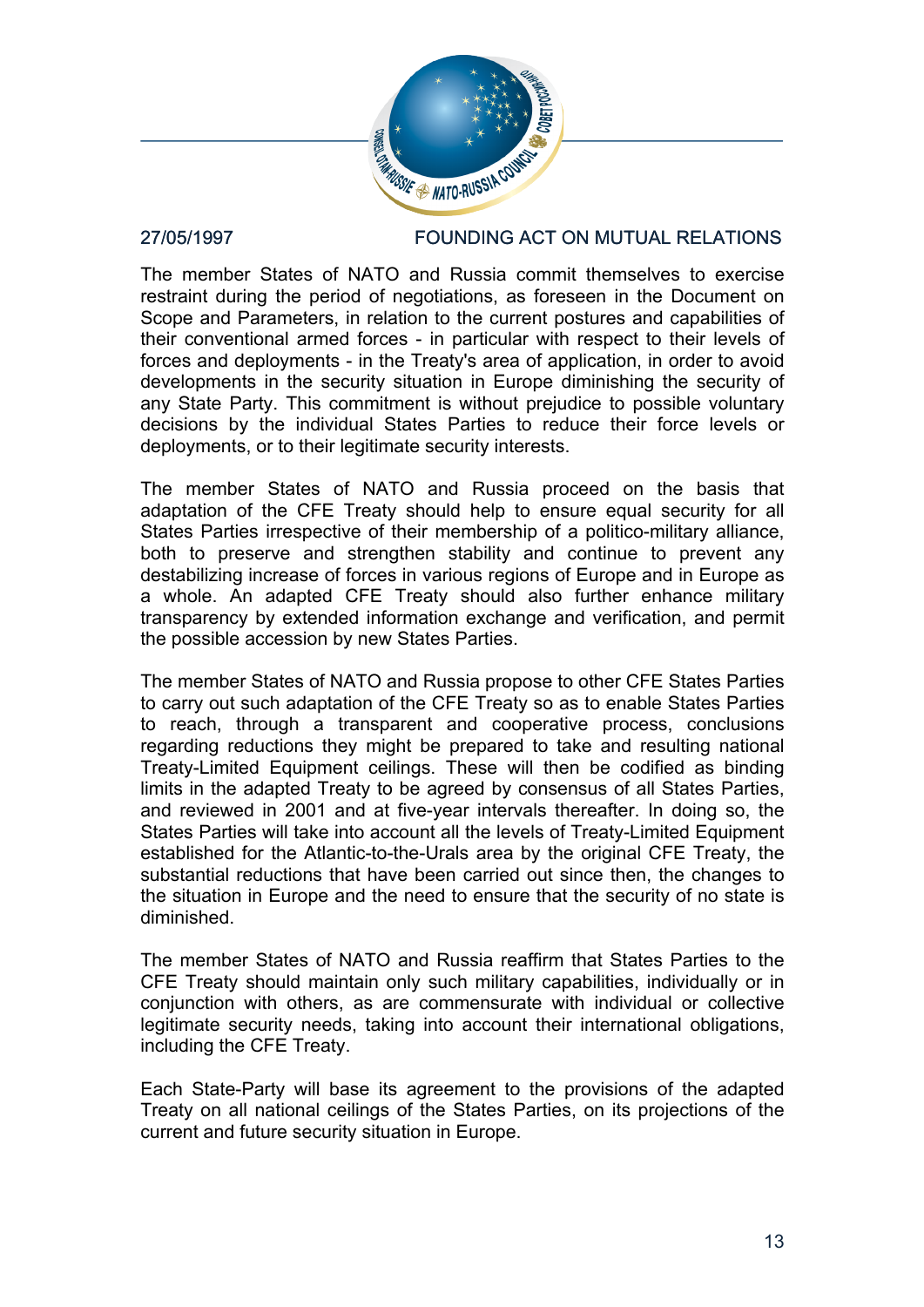The member States of NATO and Russia commit themselves to exercise restraint during the period of negotiations, as foreseen in the Document on Scope and Parameters, in relation to the current postures and capabilities of their conventional armed forces - in particular with respect to their levels of forces and deployments - in the Treaty's area of application, in order to avoid developments in the security situation in Europe diminishing the security of any State Party. This commitment is without prejudice to possible voluntary decisions by the individual States Parties to reduce their force levels or deployments, or to their legitimate security interests.

The member States of NATO and Russia proceed on the basis that adaptation of the CFE Treaty should help to ensure equal security for all States Parties irrespective of their membership of a politico-military alliance, both to preserve and strengthen stability and continue to prevent any destabilizing increase of forces in various regions of Europe and in Europe as a whole. An adapted CFE Treaty should also further enhance military transparency by extended information exchange and verification, and permit the possible accession by new States Parties.

The member States of NATO and Russia propose to other CFE States Parties to carry out such adaptation of the CFE Treaty so as to enable States Parties to reach, through a transparent and cooperative process, conclusions regarding reductions they might be prepared to take and resulting national Treaty-Limited Equipment ceilings. These will then be codified as binding limits in the adapted Treaty to be agreed by consensus of all States Parties, and reviewed in 2001 and at five-year intervals thereafter. In doing so, the States Parties will take into account all the levels of Treaty-Limited Equipment established for the Atlantic-to-the-Urals area by the original CFE Treaty, the substantial reductions that have been carried out since then, the changes to the situation in Europe and the need to ensure that the security of no state is diminished.

The member States of NATO and Russia reaffirm that States Parties to the CFE Treaty should maintain only such military capabilities, individually or in conjunction with others, as are commensurate with individual or collective legitimate security needs, taking into account their international obligations, including the CFE Treaty.

Each State-Party will base its agreement to the provisions of the adapted Treaty on all national ceilings of the States Parties, on its projections of the current and future security situation in Europe.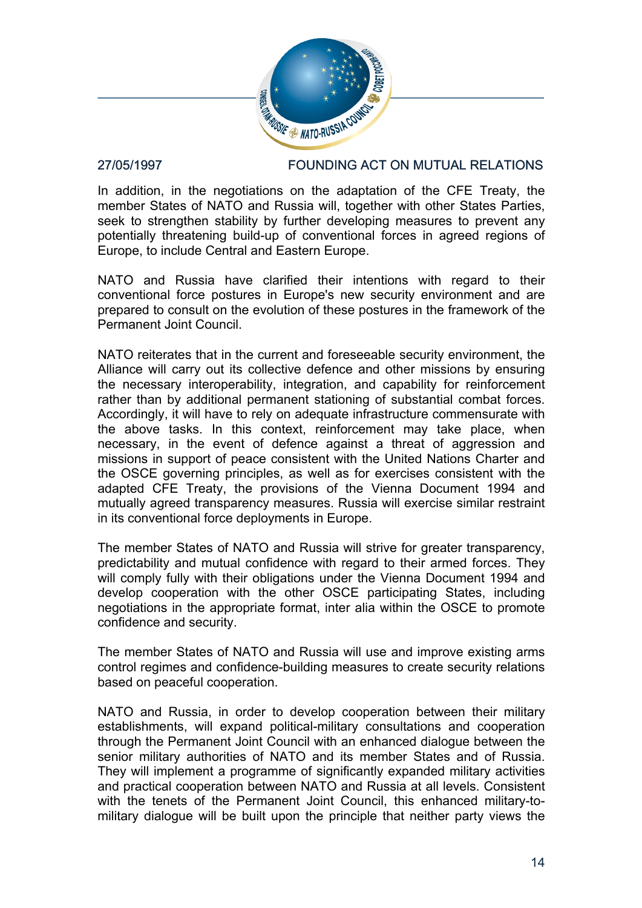In addition, in the negotiations on the adaptation of the CFE Treaty, the member States of NATO and Russia will, together with other States Parties, seek to strengthen stability by further developing measures to prevent any potentially threatening build-up of conventional forces in agreed regions of Europe, to include Central and Eastern Europe.

NATO and Russia have clarified their intentions with regard to their conventional force postures in Europe's new security environment and are prepared to consult on the evolution of these postures in the framework of the Permanent Joint Council.

NATO reiterates that in the current and foreseeable security environment, the Alliance will carry out its collective defence and other missions by ensuring the necessary interoperability, integration, and capability for reinforcement rather than by additional permanent stationing of substantial combat forces. Accordingly, it will have to rely on adequate infrastructure commensurate with the above tasks. In this context, reinforcement may take place, when necessary, in the event of defence against a threat of aggression and missions in support of peace consistent with the United Nations Charter and the OSCE governing principles, as well as for exercises consistent with the adapted CFE Treaty, the provisions of the Vienna Document 1994 and mutually agreed transparency measures. Russia will exercise similar restraint in its conventional force deployments in Europe.

The member States of NATO and Russia will strive for greater transparency, predictability and mutual confidence with regard to their armed forces. They will comply fully with their obligations under the Vienna Document 1994 and develop cooperation with the other OSCE participating States, including negotiations in the appropriate format, inter alia within the OSCE to promote confidence and security.

The member States of NATO and Russia will use and improve existing arms control regimes and confidence-building measures to create security relations based on peaceful cooperation.

NATO and Russia, in order to develop cooperation between their military establishments, will expand political-military consultations and cooperation through the Permanent Joint Council with an enhanced dialogue between the senior military authorities of NATO and its member States and of Russia. They will implement a programme of significantly expanded military activities and practical cooperation between NATO and Russia at all levels. Consistent with the tenets of the Permanent Joint Council, this enhanced military-to-military dialogue will be built upon the principle that neither party views the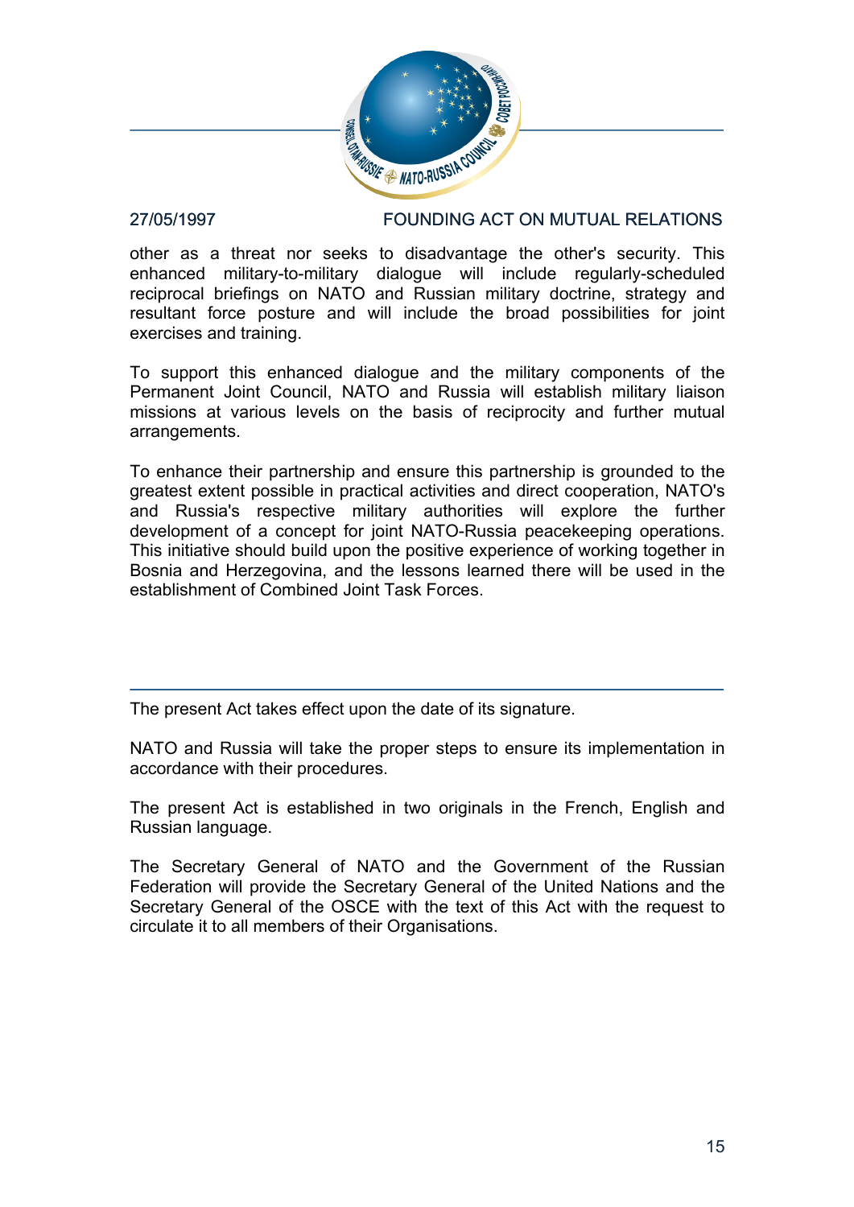other as a threat nor seeks to disadvantage the other's security. This enhanced military-to-military dialogue will include regularly-scheduled reciprocal briefings on NATO and Russian military doctrine, strategy and resultant force posture and will include the broad possibilities for joint exercises and training.

To support this enhanced dialogue and the military components of the Permanent Joint Council, NATO and Russia will establish military liaison missions at various levels on the basis of reciprocity and further mutual arrangements.

To enhance their partnership and ensure this partnership is grounded to the greatest extent possible in practical activities and direct cooperation, NATO's and Russia's respective military authorities will explore the further development of a concept for joint NATO-Russia peacekeeping operations. This initiative should build upon the positive experience of working together in Bosnia and Herzegovina, and the lessons learned there will be used in the establishment of Combined Joint Task Forces.

---

The present Act takes effect upon the date of its signature.

NATO and Russia will take the proper steps to ensure its implementation in accordance with their procedures.

The present Act is established in two originals in the French, English and Russian language.

The Secretary General of NATO and the Government of the Russian Federation will provide the Secretary General of the United Nations and the Secretary General of the OSCE with the text of this Act with the request to circulate it to all members of their Organisations.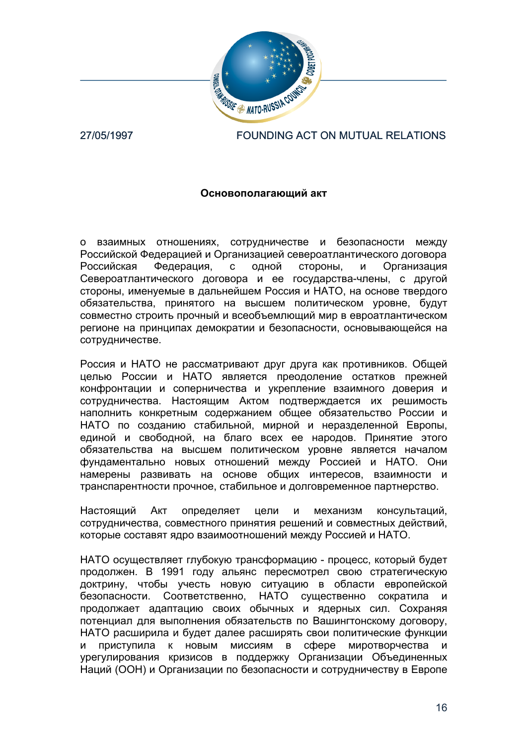**Основополагающий акт**

о взаимных отношениях, сотрудничестве и безопасности между Российской Федерацией и Организацией североатлантического договора Российская Федерация, с одной стороны, и Организация Североатлантического договора и ее государства-члены, с другой стороны, именуемые в дальнейшем Россия и НАТО, на основе твердого обязательства, принятого на высшем политическом уровне, будут совместно строить прочный и всеобъемлющий мир в евроатлантическом регионе на принципах демократии и безопасности, основывающейся на сотрудничестве.

Россия и НАТО не рассматривают друг друга как противников. Общей целью России и НАТО является преодоление остатков прежней конфронтации и соперничества и укрепление взаимного доверия и сотрудничества. Настоящим Актом подтверждается их решимость наполнить конкретным содержанием общее обязательство России и НАТО по созданию стабильной, мирной и неразделенной Европы, единой и свободной, на благо всех ее народов. Принятие этого обязательства на высшем политическом уровне является началом фундаментально новых отношений между Россией и НАТО. Они намерены развивать на основе общих интересов, взаимности и транспарентности прочное, стабильное и долговременное партнерство.

Настоящий Акт определяет цели и механизм консультаций, сотрудничества, совместного принятия решений и совместных действий, которые составят ядро взаимоотношений между Россией и НАТО.

НАТО осуществляет глубокую трансформацию - процесс, который будет продолжен. В 1991 году альянс пересмотрел свою стратегическую доктрину, чтобы учесть новую ситуацию в области европейской безопасности. Соответственно, НАТО существенно сократила и продолжает адаптацию своих обычных и ядерных сил. Сохраняя потенциал для выполнения обязательств по Вашингтонскому договору, НАТО расширила и будет далее расширять свои политические функции и приступила к новым миссиям в сфере миротворчества и урегулирования кризисов в поддержку Организации Объединенных Наций (ООН) и Организации по безопасности и сотрудничеству в Европе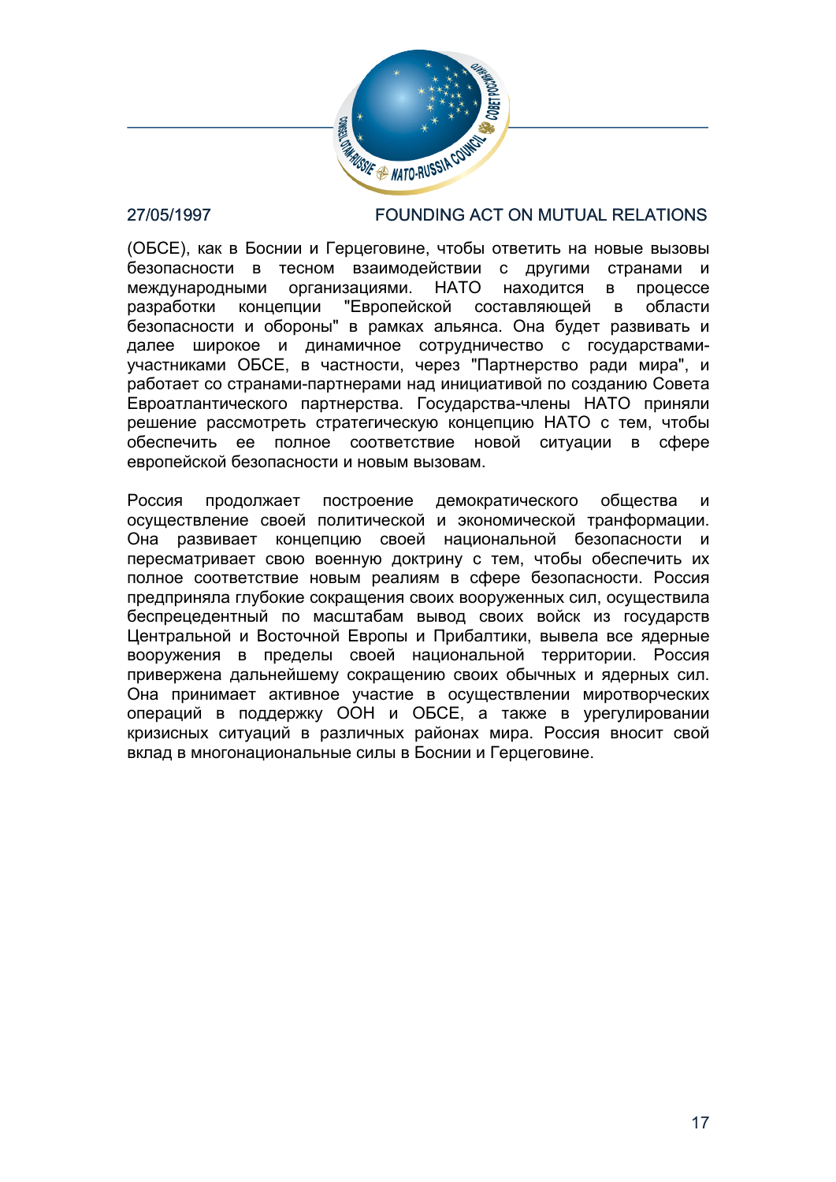(ОБСЕ), как в Боснии и Герцеговине, чтобы ответить на новые вызовы безопасности в тесном взаимодействии с другими странами и международными организациями. НАТО находится в процессе разработки концепции "Европейской составляющей в области безопасности и обороны" в рамках альянса. Она будет развивать и далее широкое и динамичное сотрудничество с государствами-участниками ОБСЕ, в частности, через "Партнерство ради мира", и работает со странами-партнерами над инициативой по созданию Совета Евроатлантического партнерства. Государства-члены НАТО приняли решение рассмотреть стратегическую концепцию НАТО с тем, чтобы обеспечить ее полное соответствие новой ситуации в сфере европейской безопасности и новым вызовам.

Россия продолжает построение демократического общества и осуществление своей политической и экономической транформации. Она развивает концепцию своей национальной безопасности и пересматривает свою военную доктрину с тем, чтобы обеспечить их полное соответствие новым реалиям в сфере безопасности. Россия предприняла глубокие сокращения своих вооруженных сил, осуществила беспрецедентный по масштабам вывод своих войск из государств Центральной и Восточной Европы и Прибалтики, вывела все ядерные вооружения в пределы своей национальной территории. Россия привержена дальнейшему сокращению своих обычных и ядерных сил. Она принимает активное участие в осуществлении миротворческих операций в поддержку ООН и ОБСЕ, а также в урегулировании кризисных ситуаций в различных районах мира. Россия вносит свой вклад в многонациональные силы в Боснии и Герцеговине.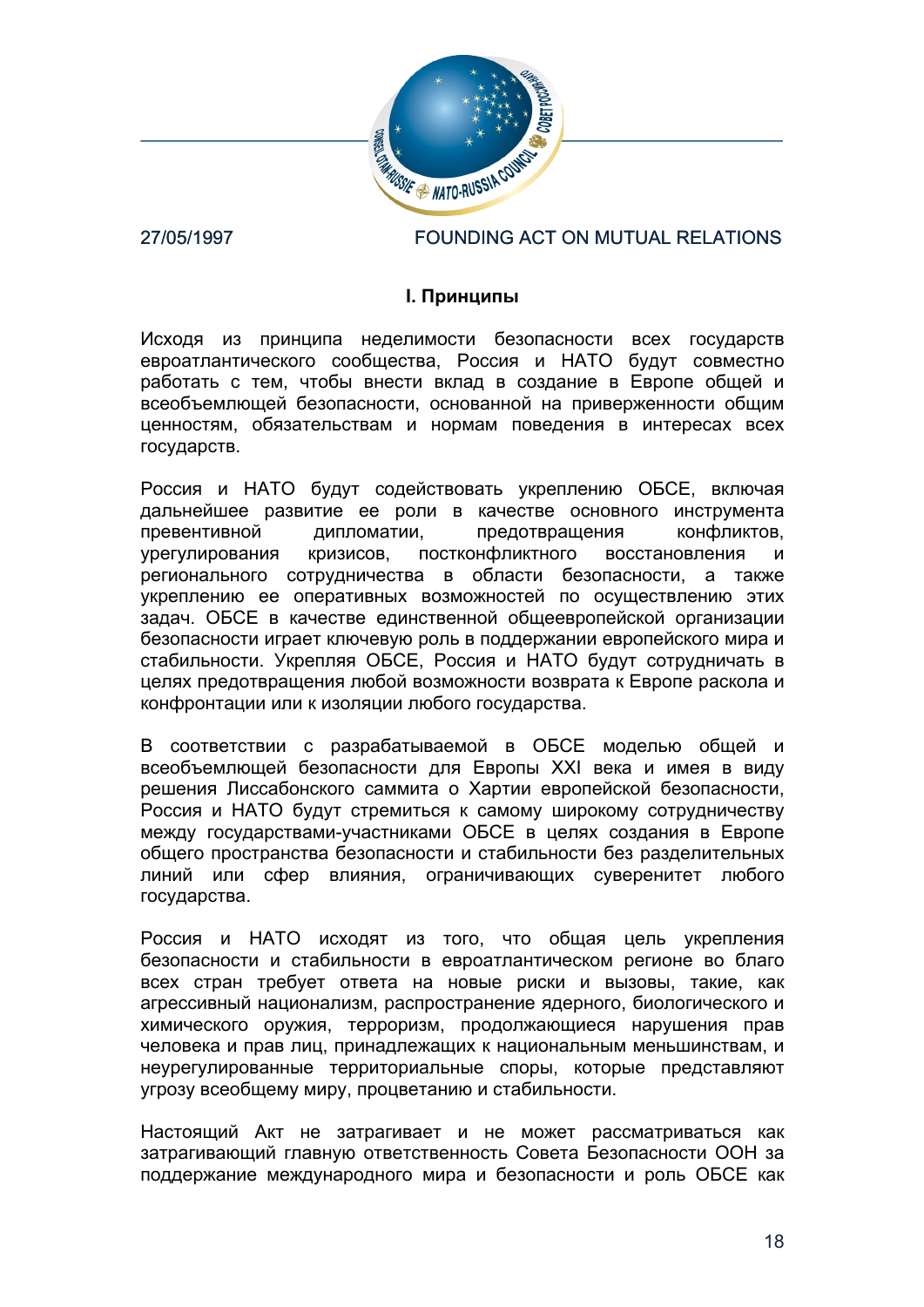### I. Принципы

Исходя из принципа неделимости безопасности всех государств евроатлантического сообщества, Россия и НАТО будут совместно работать с тем, чтобы внести вклад в создание в Европе общей и всеобъемлющей безопасности, основанной на приверженности общим ценностям, обязательствам и нормам поведения в интересах всех государств.

Россия и НАТО будут содействовать укреплению ОБСЕ, включая дальнейшее развитие ее роли в качестве основного инструмента превентивной дипломатии, предотвращения конфликтов, урегулирования кризисов, постконфликтного восстановления и регионального сотрудничества в области безопасности, а также укреплению ее оперативных возможностей по осуществлению этих задач. ОБСЕ в качестве единственной общеевропейской организации безопасности играет ключевую роль в поддержании европейского мира и стабильности. Укрепляя ОБСЕ, Россия и НАТО будут сотрудничать в целях предотвращения любой возможности возврата к Европе раскола и конфронтации или к изоляции любого государства.

В соответствии с разрабатываемой в ОБСЕ моделью общей и всеобъемлющей безопасности для Европы XXI века и имея в виду решения Лиссабонского саммита о Хартии европейской безопасности, Россия и НАТО будут стремиться к самому широкому сотрудничеству между государствами-участниками ОБСЕ в целях создания в Европе общего пространства безопасности и стабильности без разделительных линий или сфер влияния, ограничивающих суверенитет любого государства.

Россия и НАТО исходят из того, что общая цель укрепления безопасности и стабильности в евроатлантическом регионе во благо всех стран требует ответа на новые риски и вызовы, такие, как агрессивный национализм, распространение ядерного, биологического и химического оружия, терроризм, продолжающиеся нарушения прав человека и прав лиц, принадлежащих к национальным меньшинствам, и неурегулированные территориальные споры, которые представляют угрозу всеобщему миру, процветанию и стабильности.

Настоящий Акт не затрагивает и не может рассматриваться как затрагивающий главную ответственность Совета Безопасности ООН за поддержание международного мира и безопасности и роль ОБСЕ как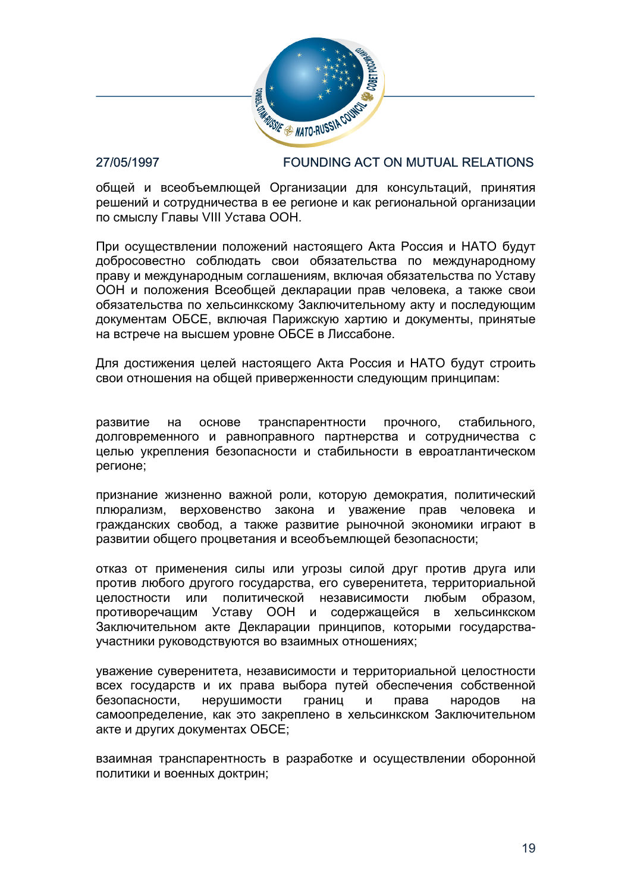общей и всеобъемлющей Организации для консультаций, принятия решений и сотрудничества в ее регионе и как региональной организации по смыслу Главы VIII Устава ООН.

При осуществлении положений настоящего Акта Россия и НАТО будут добросовестно соблюдать свои обязательства по международному праву и международным соглашениям, включая обязательства по Уставу ООН и положения Всеобщей декларации прав человека, а также свои обязательства по хельсинкскому Заключительному акту и последующим документам ОБСЕ, включая Парижскую хартию и документы, принятые на встрече на высшем уровне ОБСЕ в Лиссабоне.

Для достижения целей настоящего Акта Россия и НАТО будут строить свои отношения на общей приверженности следующим принципам:

развитие на основе транспарентности прочного, стабильного, долговременного и равноправного партнерства и сотрудничества с целью укрепления безопасности и стабильности в евроатлантическом регионе;

признание жизненно важной роли, которую демократия, политический плюрализм, верховенство закона и уважение прав человека и гражданских свобод, а также развитие рыночной экономики играют в развитии общего процветания и всеобъемлющей безопасности;

отказ от применения силы или угрозы силой друг против друга или против любого другого государства, его суверенитета, территориальной целостности или политической независимости любым образом, противоречащим Уставу ООН и содержащейся в хельсинкском Заключительном акте Декларации принципов, которыми государства-участники руководствуются во взаимных отношениях;

уважение суверенитета, независимости и территориальной целостности всех государств и их права выбора путей обеспечения собственной безопасности, нерушимости границ и права народов на самоопределение, как это закреплено в хельсинкском Заключительном акте и других документах ОБСЕ;

взаимная транспарентность в разработке и осуществлении оборонной политики и военных доктрин;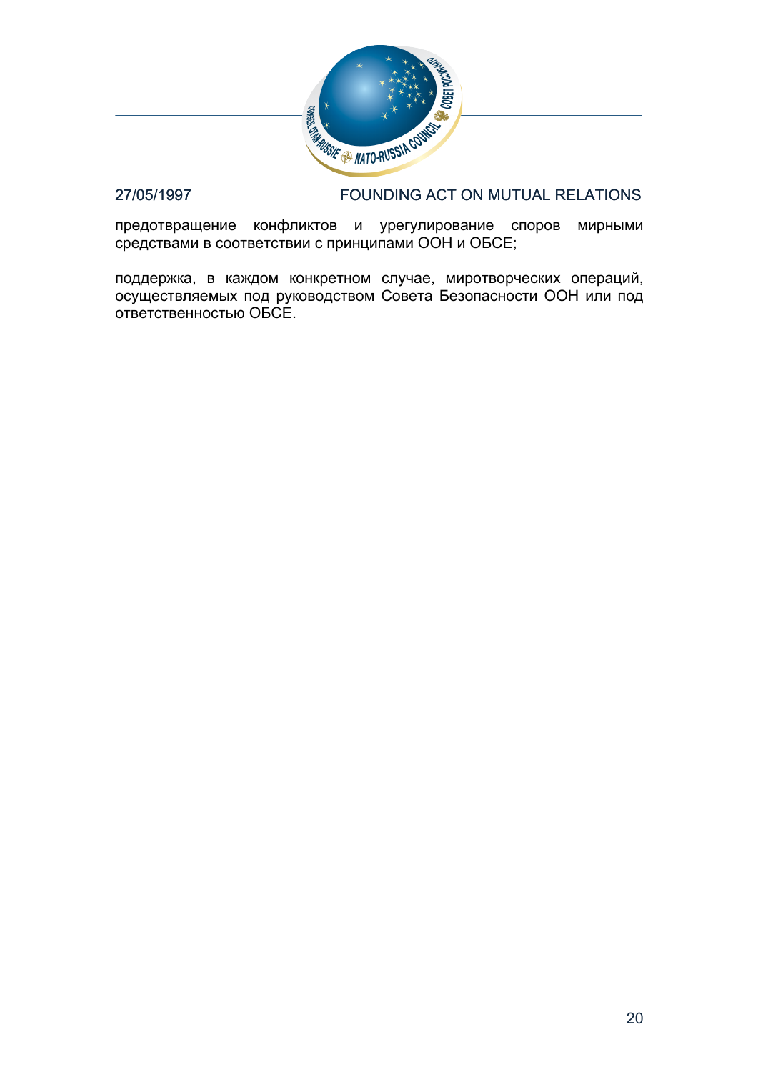предотвращение конфликтов и урегулирование споров мирными средствами в соответствии с принципами ООН и ОБСЕ;

поддержка, в каждом конкретном случае, миротворческих операций, осуществляемых под руководством Совета Безопасности ООН или под ответственностью ОБСЕ.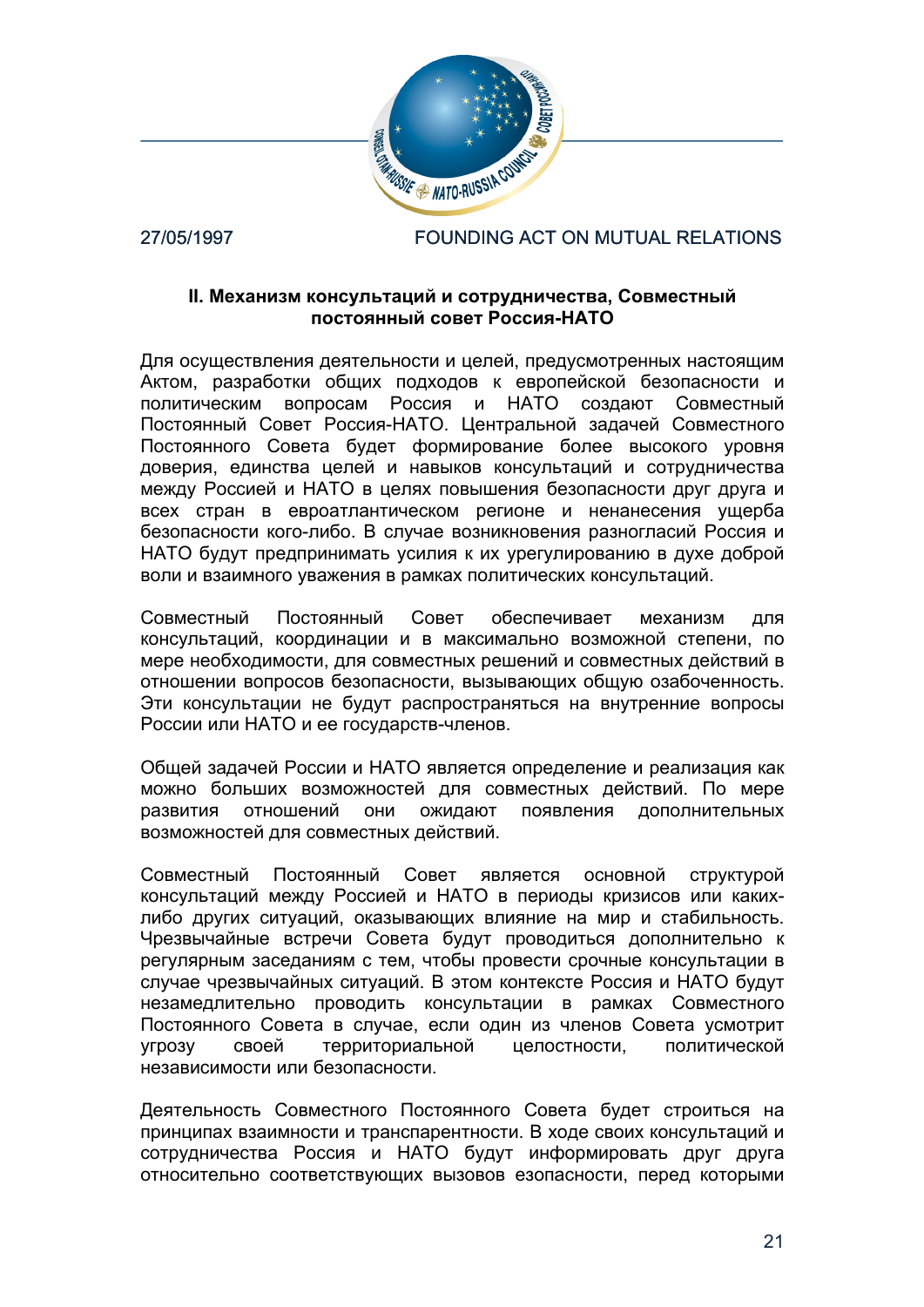## II. Механизм консультаций и сотрудничества, Совместный постоянный совет Россия-НАТО

Для осуществления деятельности и целей, предусмотренных настоящим Актом, разработки общих подходов к европейской безопасности и политическим вопросам Россия и НАТО создают Совместный Постоянный Совет Россия-НАТО. Центральной задачей Совместного Постоянного Совета будет формирование более высокого уровня доверия, единства целей и навыков консультаций и сотрудничества между Россией и НАТО в целях повышения безопасности друг друга и всех стран в евроатлантическом регионе и ненанесения ущерба безопасности кого-либо. В случае возникновения разногласий Россия и НАТО будут предпринимать усилия к их урегулированию в духе доброй воли и взаимного уважения в рамках политических консультаций.

Совместный Постоянный Совет обеспечивает механизм для консультаций, координации и в максимально возможной степени, по мере необходимости, для совместных решений и совместных действий в отношении вопросов безопасности, вызывающих общую озабоченность. Эти консультации не будут распространяться на внутренние вопросы России или НАТО и ее государств-членов.

Общей задачей России и НАТО является определение и реализация как можно больших возможностей для совместных действий. По мере развития отношений они ожидают появления дополнительных возможностей для совместных действий.

Совместный Постоянный Совет является основной структурой консультаций между Россией и НАТО в периоды кризисов или каких-либо других ситуаций, оказывающих влияние на мир и стабильность. Чрезвычайные встречи Совета будут проводиться дополнительно к регулярным заседаниям с тем, чтобы провести срочные консультации в случае чрезвычайных ситуаций. В этом контексте Россия и НАТО будут незамедлительно проводить консультации в рамках Совместного Постоянного Совета в случае, если один из членов Совета усмотрит угрозу своей территориальной целостности, политической независимости или безопасности.

Деятельность Совместного Постоянного Совета будет строиться на принципах взаимности и транспарентности. В ходе своих консультаций и сотрудничества Россия и НАТО будут информировать друг друга относительно соответствующих вызовов езопасности, перед которыми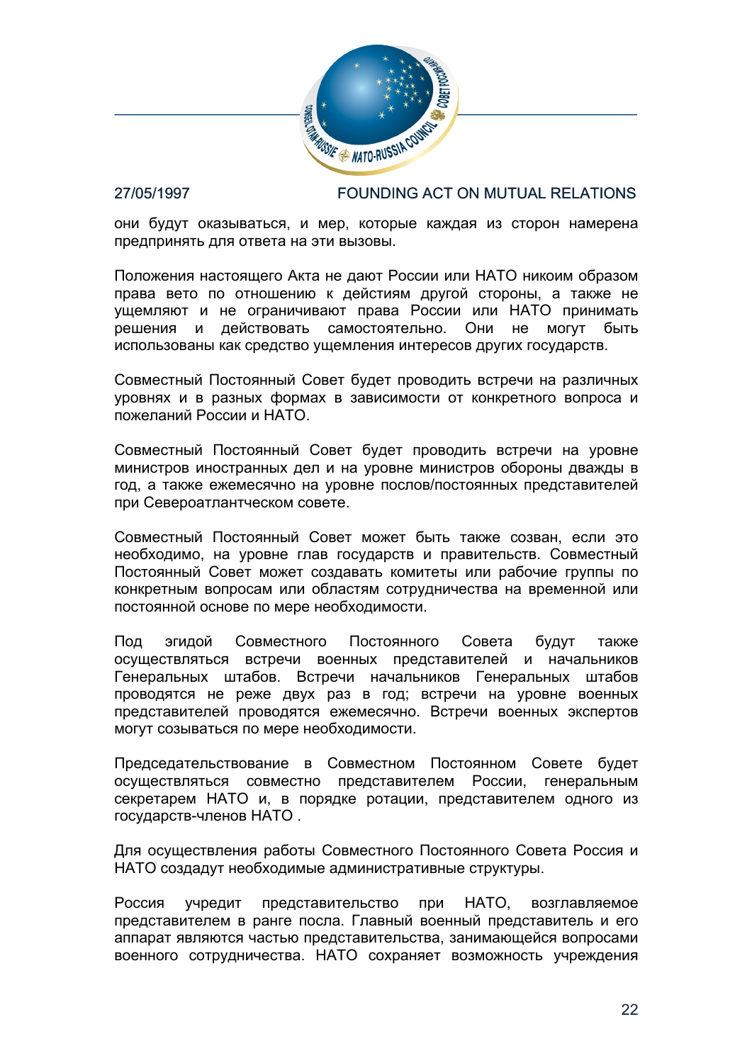они будут оказываться, и мер, которые каждая из сторон намерена предпринять для ответа на эти вызовы.

Положения настоящего Акта не дают России или НАТО никоим образом права вето по отношению к действиям другой стороны, а также не ущемляют и не ограничивают права России или НАТО принимать решения и действовать самостоятельно. Они не могут быть использованы как средство ущемления интересов других государств.

Совместный Постоянный Совет будет проводить встречи на различных уровнях и в разных формах в зависимости от конкретного вопроса и пожеланий России и НАТО.

Совместный Постоянный Совет будет проводить встречи на уровне министров иностранных дел и на уровне министров обороны дважды в год, а также ежемесячно на уровне послов/постоянных представителей при Североатлантическом совете.

Совместный Постоянный Совет может быть также созван, если это необходимо, на уровне глав государств и правительств. Совместный Постоянный Совет может создавать комитеты или рабочие группы по конкретным вопросам или областям сотрудничества на временной или постоянной основе по мере необходимости.

Под эгидой Совместного Постоянного Совета будут также осуществляться встречи военных представителей и начальников Генеральных штабов. Встречи начальников Генеральных штабов проводятся не реже двух раз в год; встречи на уровне военных представителей проводятся ежемесячно. Встречи военных экспертов могут созываться по мере необходимости.

Председательствование в Совместном Постоянном Совете будет осуществляться совместно представителем России, генеральным секретарем НАТО и, в порядке ротации, представителем одного из государств-членов НАТО .

Для осуществления работы Совместного Постоянного Совета Россия и НАТО создадут необходимые административные структуры.

Россия учредит представительство при НАТО, возглавляемое представителем в ранге посла. Главный военный представитель и его аппарат являются частью представительства, занимающейся вопросами военного сотрудничества. НАТО сохраняет возможность учреждения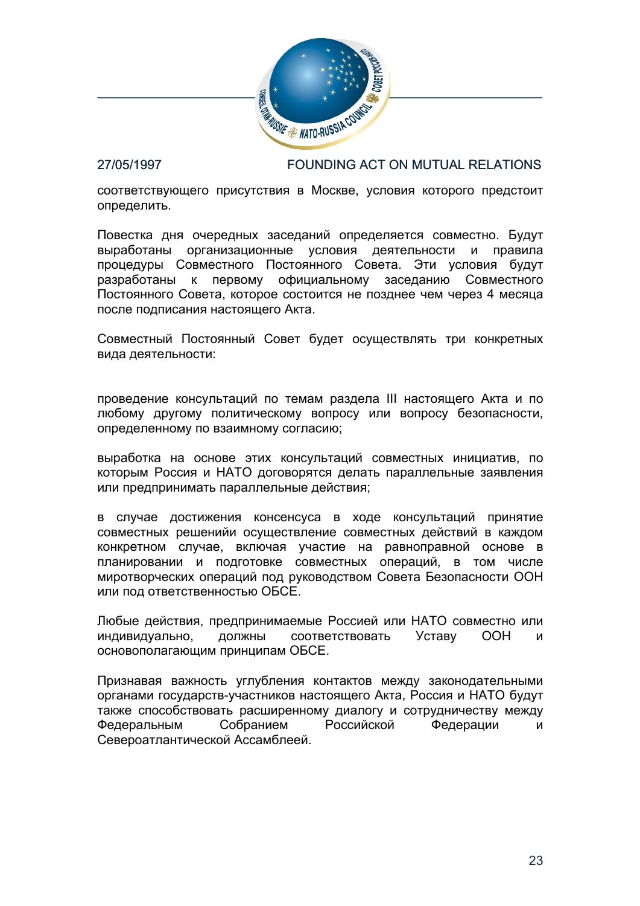соответствующего присутствия в Москве, условия которого предстоит определить.

Повестка дня очередных заседаний определяется совместно. Будут выработаны организационные условия деятельности и правила процедуры Совместного Постоянного Совета. Эти условия будут разработаны к первому официальному заседанию Совместного Постоянного Совета, которое состоится не позднее чем через 4 месяца после подписания настоящего Акта.

Совместный Постоянный Совет будет осуществлять три конкретных вида деятельности:

проведение консультаций по темам раздела III настоящего Акта и по любому другому политическому вопросу или вопросу безопасности, определенному по взаимному согласию;

выработка на основе этих консультаций совместных инициатив, по которым Россия и НАТО договорятся делать параллельные заявления или предпринимать параллельные действия;

в случае достижения консенсуса в ходе консультаций принятие совместных решенийи осуществление совместных действий в каждом конкретном случае, включая участие на равноправной основе в планировании и подготовке совместных операций, в том числе миротворческих операций под руководством Совета Безопасности ООН или под ответственностью ОБСЕ.

Любые действия, предпринимаемые Россией или НАТО совместно или индивидуально, должны соответствовать Уставу ООН и основополагающим принципам ОБСЕ.

Признавая важность углубления контактов между законодательными органами государств-участников настоящего Акта, Россия и НАТО будут также способствовать расширенному диалогу и сотрудничеству между Федеральным Собранием Российской Федерации и Североатлантической Ассамблеей.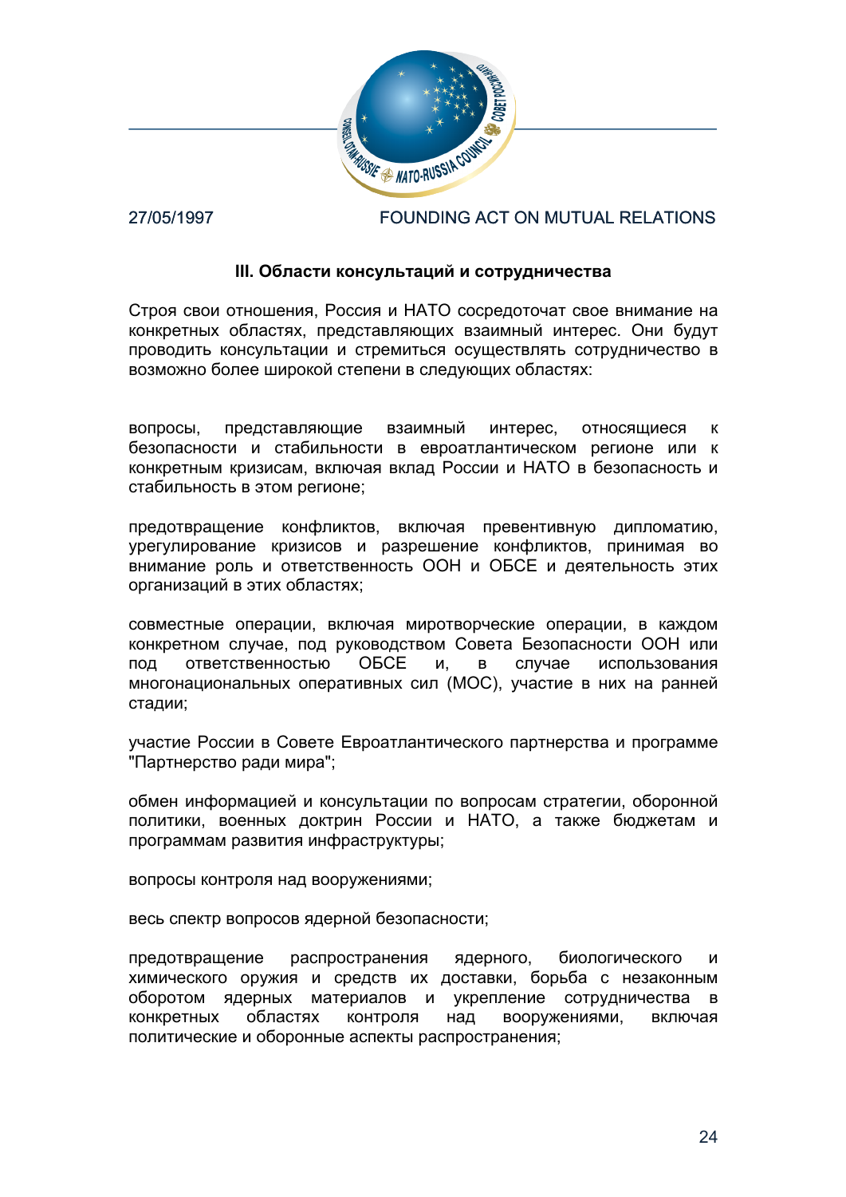### III. Области консультаций и сотрудничества

Строя свои отношения, Россия и НАТО сосредоточат свое внимание на конкретных областях, представляющих взаимный интерес. Они будут проводить консультации и стремиться осуществлять сотрудничество в возможно более широкой степени в следующих областях:

вопросы, представляющие взаимный интерес, относящиеся к безопасности и стабильности в евроатлантическом регионе или к конкретным кризисам, включая вклад России и НАТО в безопасность и стабильность в этом регионе;

предотвращение конфликтов, включая превентивную дипломатию, урегулирование кризисов и разрешение конфликтов, принимая во внимание роль и ответственность ООН и ОБСЕ и деятельность этих организаций в этих областях;

совместные операции, включая миротворческие операции, в каждом конкретном случае, под руководством Совета Безопасности ООН или под ответственностью ОБСЕ и, в случае использования многонациональных оперативных сил (МОС), участие в них на ранней стадии;

участие России в Совете Евроатлантического партнерства и программе "Партнерство ради мира";

обмен информацией и консультации по вопросам стратегии, оборонной политики, военных доктрин России и НАТО, а также бюджетам и программам развития инфраструктуры;

вопросы контроля над вооружениями;

весь спектр вопросов ядерной безопасности;

предотвращение распространения ядерного, биологического и химического оружия и средств их доставки, борьба с незаконным оборотом ядерных материалов и укрепление сотрудничества в конкретных областях контроля над вооружениями, включая политические и оборонные аспекты распространения;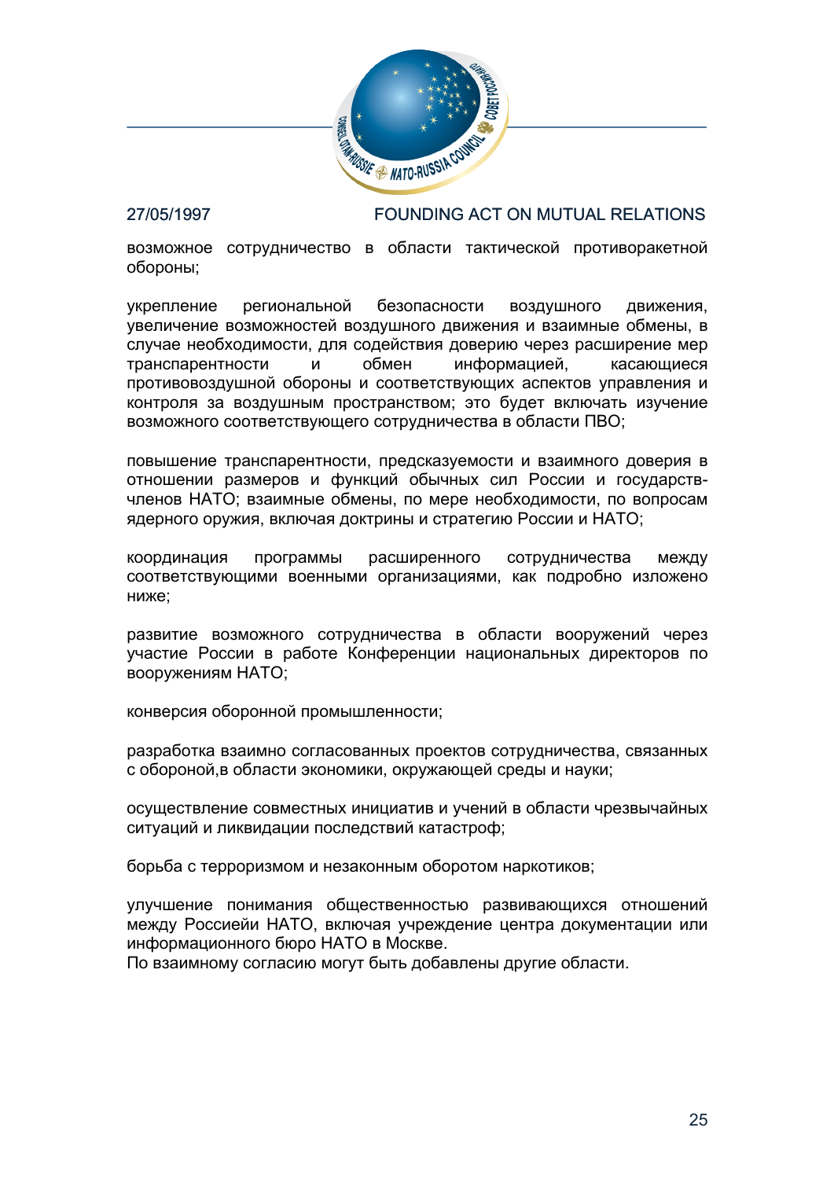возможное сотрудничество в области тактической противоракетной обороны;

укрепление региональной безопасности воздушного движения, увеличение возможностей воздушного движения и взаимные обмены, в случае необходимости, для содействия доверию через расширение мер транспарентности и обмен информацией, касающиеся противовоздушной обороны и соответствующих аспектов управления и контроля за воздушным пространством; это будет включать изучение возможного соответствующего сотрудничества в области ПВО;

повышение транспарентности, предсказуемости и взаимного доверия в отношении размеров и функций обычных сил России и государств-членов НАТО; взаимные обмены, по мере необходимости, по вопросам ядерного оружия, включая доктрины и стратегию России и НАТО;

координация программы расширенного сотрудничества между соответствующими военными организациями, как подробно изложено ниже;

развитие возможного сотрудничества в области вооружений через участие России в работе Конференции национальных директоров по вооружениям НАТО;

конверсия оборонной промышленности;

разработка взаимно согласованных проектов сотрудничества, связанных с обороной,в области экономики, окружающей среды и науки;

осуществление совместных инициатив и учений в области чрезвычайных ситуаций и ликвидации последствий катастроф;

борьба с терроризмом и незаконным оборотом наркотиков;

улучшение понимания общественностью развивающихся отношений между Россиейи НАТО, включая учреждение центра документации или информационного бюро НАТО в Москве.
По взаимному согласию могут быть добавлены другие области.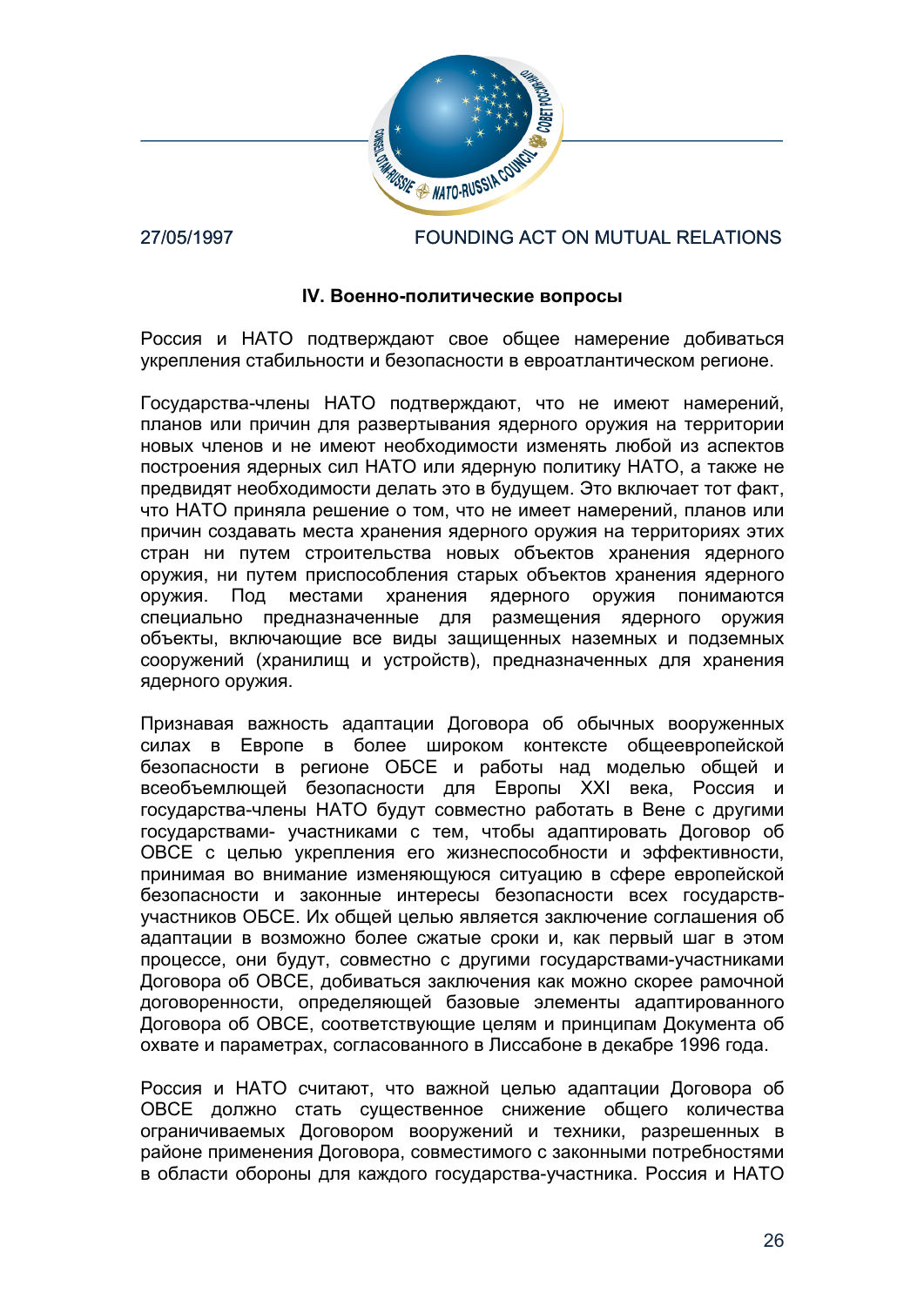## IV. Военно-политические вопросы

Россия и НАТО подтверждают свое общее намерение добиваться укрепления стабильности и безопасности в евроатлантическом регионе.

Государства-члены НАТО подтверждают, что не имеют намерений, планов или причин для развертывания ядерного оружия на территории новых членов и не имеют необходимости изменять любой из аспектов построения ядерных сил НАТО или ядерную политику НАТО, а также не предвидят необходимости делать это в будущем. Это включает тот факт, что НАТО приняла решение о том, что не имеет намерений, планов или причин создавать места хранения ядерного оружия на территориях этих стран ни путем строительства новых объектов хранения ядерного оружия, ни путем приспособления старых объектов хранения ядерного оружия. Под местами хранения ядерного оружия понимаются специально предназначенные для размещения ядерного оружия объекты, включающие все виды защищенных наземных и подземных сооружений (хранилищ и устройств), предназначенных для хранения ядерного оружия.

Признавая важность адаптации Договора об обычных вооруженных силах в Европе в более широком контексте общеевропейской безопасности в регионе ОБСЕ и работы над моделью общей и всеобъемлющей безопасности для Европы XXI века, Россия и государства-члены НАТО будут совместно работать в Вене с другими государствами- участниками с тем, чтобы адаптировать Договор об ОВСЕ с целью укрепления его жизнеспособности и эффективности, принимая во внимание изменяющуюся ситуацию в сфере европейской безопасности и законные интересы безопасности всех государств-участников ОБСЕ. Их общей целью является заключение соглашения об адаптации в возможно более сжатые сроки и, как первый шаг в этом процессе, они будут, совместно с другими государствами-участниками Договора об ОВСЕ, добиваться заключения как можно скорее рамочной договоренности, определяющей базовые элементы адаптированного Договора об ОВСЕ, соответствующие целям и принципам Документа об охвате и параметрах, согласованного в Лиссабоне в декабре 1996 года.

Россия и НАТО считают, что важной целью адаптации Договора об ОВСЕ должно стать существенное снижение общего количества ограничиваемых Договором вооружений и техники, разрешенных в районе применения Договора, совместимого с законными потребностями в области обороны для каждого государства-участника. Россия и НАТО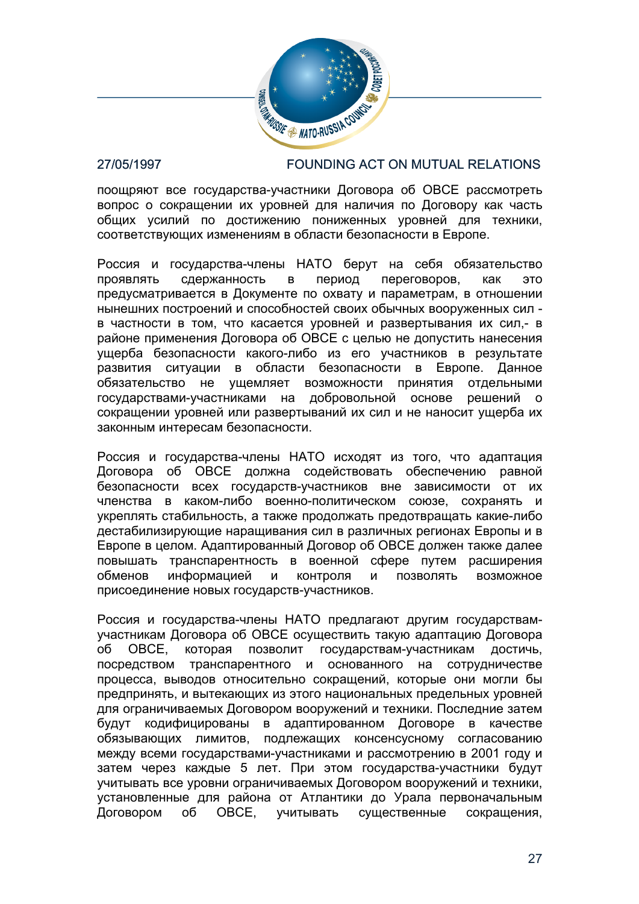поощряют все государства-участники Договора об ОВСЕ рассмотреть вопрос о сокращении их уровней для наличия по Договору как часть общих усилий по достижению пониженных уровней для техники, соответствующих изменениям в области безопасности в Европе.

Россия и государства-члены НАТО берут на себя обязательство проявлять сдержанность в период переговоров, как это предусматривается в Документе по охвату и параметрам, в отношении нынешних построений и способностей своих обычных вооруженных сил - в частности в том, что касается уровней и развертывания их сил,- в районе применения Договора об ОВСЕ с целью не допустить нанесения ущерба безопасности какого-либо из его участников в результате развития ситуации в области безопасности в Европе. Данное обязательство не ущемляет возможности принятия отдельными государствами-участниками на добровольной основе решений о сокращении уровней или развертываний их сил и не наносит ущерба их законным интересам безопасности.

Россия и государства-члены НАТО исходят из того, что адаптация Договора об ОВСЕ должна содействовать обеспечению равной безопасности всех государств-участников вне зависимости от их членства в каком-либо военно-политическом союзе, сохранять и укреплять стабильность, а также продолжать предотвращать какие-либо дестабилизирующие наращивания сил в различных регионах Европы и в Европе в целом. Адаптированный Договор об ОВСЕ должен также далее повышать транспарентность в военной сфере путем расширения обменов информацией и контроля и позволять возможное присоединение новых государств-участников.

Россия и государства-члены НАТО предлагают другим государствам-участникам Договора об ОВСЕ осуществить такую адаптацию Договора об ОВСЕ, которая позволит государствам-участникам достичь, посредством транспарентного и основанного на сотрудничестве процесса, выводов относительно сокращений, которые они могли бы предпринять, и вытекающих из этого национальных предельных уровней для ограничиваемых Договором вооружений и техники. Последние затем будут кодифицированы в адаптированном Договоре в качестве обязывающих лимитов, подлежащих консенсусному согласованию между всеми государствами-участниками и рассмотрению в 2001 году и затем через каждые 5 лет. При этом государства-участники будут учитывать все уровни ограничиваемых Договором вооружений и техники, установленные для района от Атлантики до Урала первоначальным Договором об ОВСЕ, учитывать существенные сокращения,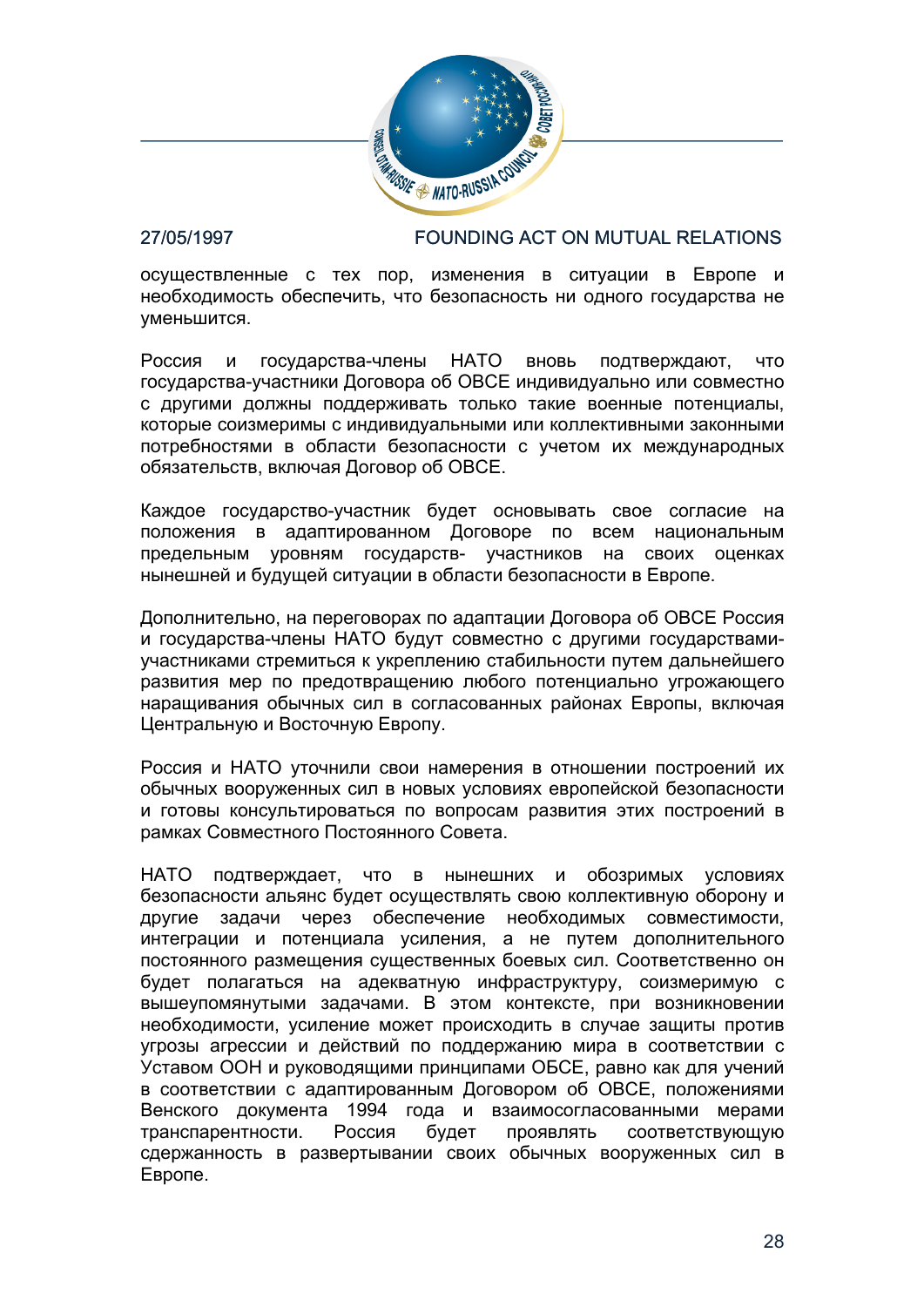осуществленные с тех пор, изменения в ситуации в Европе и необходимость обеспечить, что безопасность ни одного государства не уменьшится.

Россия и государства-члены НАТО вновь подтверждают, что государства-участники Договора об ОВСЕ индивидуально или совместно с другими должны поддерживать только такие военные потенциалы, которые соизмеримы с индивидуальными или коллективными законными потребностями в области безопасности с учетом их международных обязательств, включая Договор об ОВСЕ.

Каждое государство-участник будет основывать свое согласие на положения в адаптированном Договоре по всем национальным предельным уровням государств- участников на своих оценках нынешней и будущей ситуации в области безопасности в Европе.

Дополнительно, на переговорах по адаптации Договора об ОВСЕ Россия и государства-члены НАТО будут совместно с другими государствами-участниками стремиться к укреплению стабильности путем дальнейшего развития мер по предотвращению любого потенциально угрожающего наращивания обычных сил в согласованных районах Европы, включая Центральную и Восточную Европу.

Россия и НАТО уточнили свои намерения в отношении построений их обычных вооруженных сил в новых условиях европейской безопасности и готовы консультироваться по вопросам развития этих построений в рамках Совместного Постоянного Совета.

НАТО подтверждает, что в нынешних и обозримых условиях безопасности альянс будет осуществлять свою коллективную оборону и другие задачи через обеспечение необходимых совместимости, интеграции и потенциала усиления, а не путем дополнительного постоянного размещения существенных боевых сил. Соответственно он будет полагаться на адекватную инфраструктуру, соизмеримую с вышеупомянутыми задачами. В этом контексте, при возникновении необходимости, усиление может происходить в случае защиты против угрозы агрессии и действий по поддержанию мира в соответствии с Уставом ООН и руководящими принципами ОБСЕ, равно как для учений в соответствии с адаптированным Договором об ОВСЕ, положениями Венского документа 1994 года и взаимосогласованными мерами транспарентности. Россия будет проявлять соответствующую сдержанность в развертывании своих обычных вооруженных сил в Европе.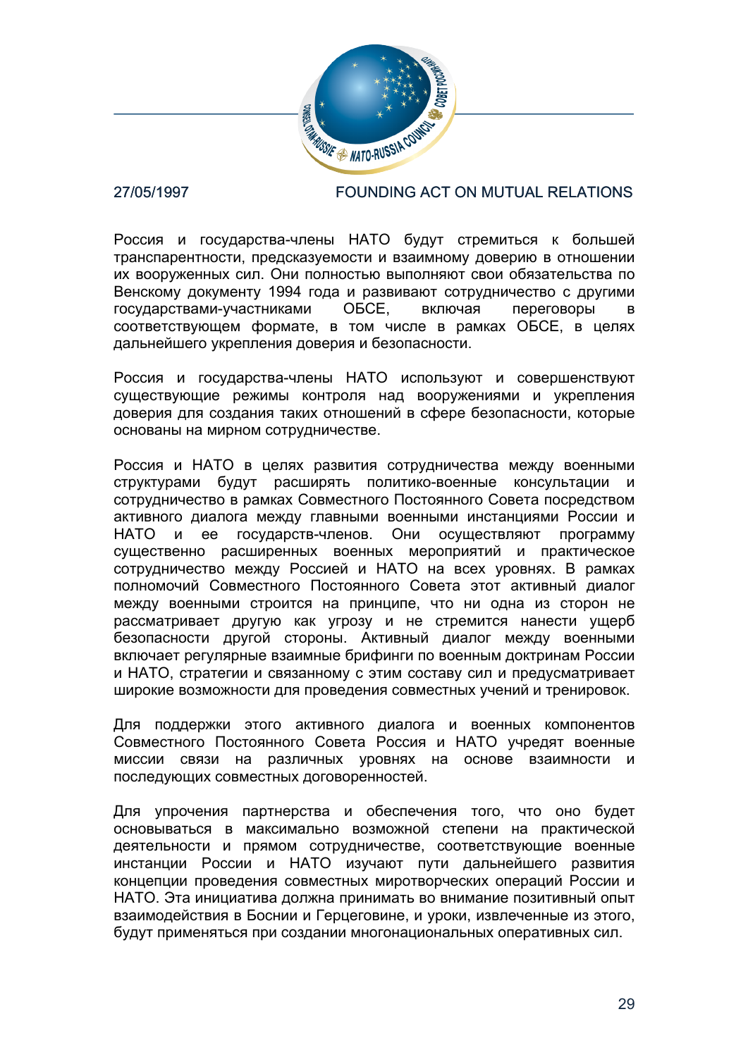Россия и государства-члены НАТО будут стремиться к большей транспарентности, предсказуемости и взаимному доверию в отношении их вооруженных сил. Они полностью выполняют свои обязательства по Венскому документу 1994 года и развивают сотрудничество с другими государствами-участниками ОБСЕ, включая переговоры в соответствующем формате, в том числе в рамках ОБСЕ, в целях дальнейшего укрепления доверия и безопасности.

Россия и государства-члены НАТО используют и совершенствуют существующие режимы контроля над вооружениями и укрепления доверия для создания таких отношений в сфере безопасности, которые основаны на мирном сотрудничестве.

Россия и НАТО в целях развития сотрудничества между военными структурами будут расширять политико-военные консультации и сотрудничество в рамках Совместного Постоянного Совета посредством активного диалога между главными военными инстанциями России и НАТО и ее государств-членов. Они осуществляют программу существенно расширенных военных мероприятий и практическое сотрудничество между Россией и НАТО на всех уровнях. В рамках полномочий Совместного Постоянного Совета этот активный диалог между военными строится на принципе, что ни одна из сторон не рассматривает другую как угрозу и не стремится нанести ущерб безопасности другой стороны. Активный диалог между военными включает регулярные взаимные брифинги по военным доктринам России и НАТО, стратегии и связанному с этим составу сил и предусматривает широкие возможности для проведения совместных учений и тренировок.

Для поддержки этого активного диалога и военных компонентов Совместного Постоянного Совета Россия и НАТО учредят военные миссии связи на различных уровнях на основе взаимности и последующих совместных договоренностей.

Для упрочения партнерства и обеспечения того, что оно будет основываться в максимально возможной степени на практической деятельности и прямом сотрудничестве, соответствующие военные инстанции России и НАТО изучают пути дальнейшего развития концепции проведения совместных миротворческих операций России и НАТО. Эта инициатива должна принимать во внимание позитивный опыт взаимодействия в Боснии и Герцеговине, и уроки, извлеченные из этого, будут применяться при создании многонациональных оперативных сил.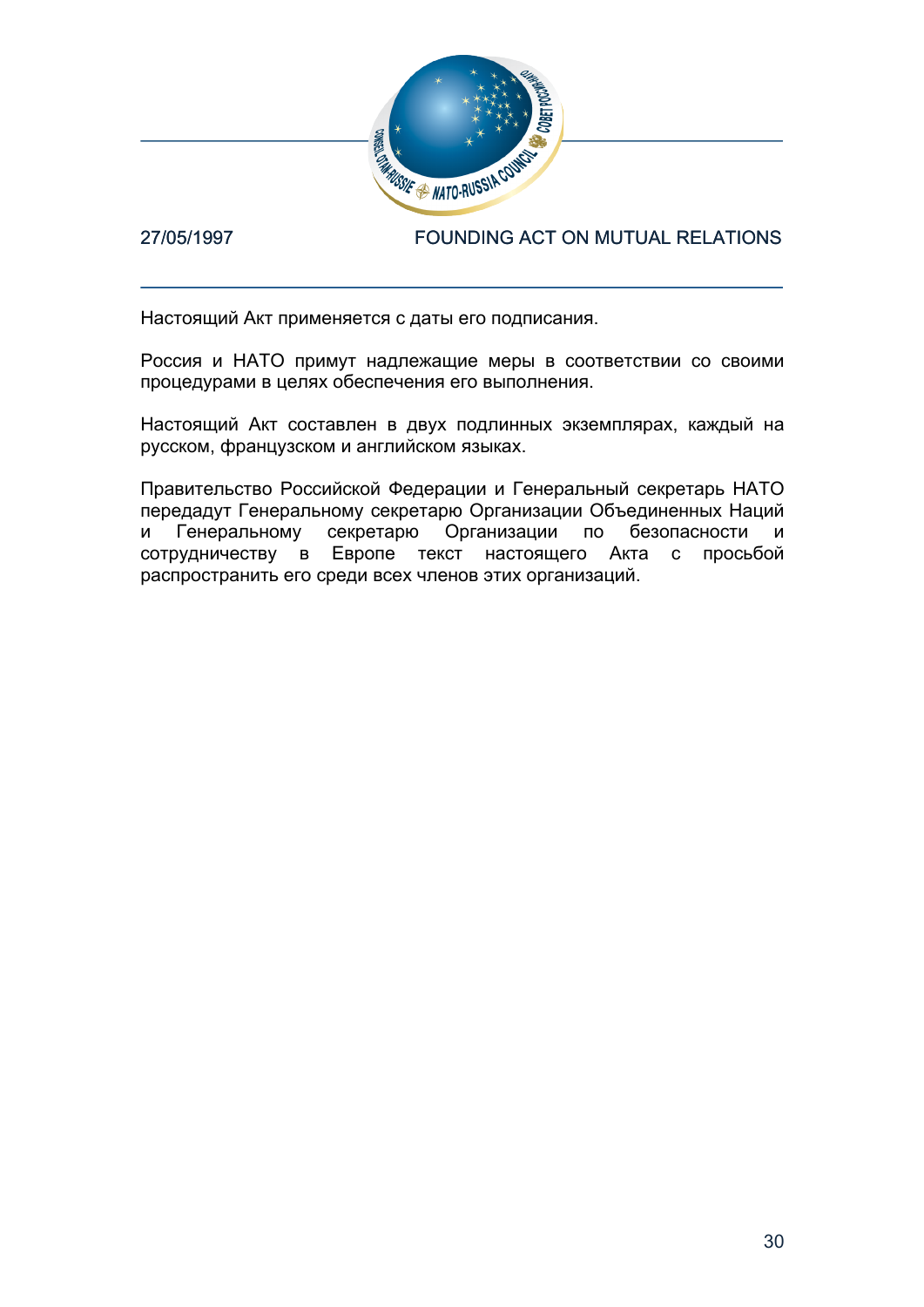Настоящий Акт применяется с даты его подписания.

Россия и НАТО примут надлежащие меры в соответствии со своими процедурами в целях обеспечения его выполнения.

Настоящий Акт составлен в двух подлинных экземплярах, каждый на русском, французском и английском языках.

Правительство Российской Федерации и Генеральный секретарь НАТО передадут Генеральному секретарю Организации Объединенных Наций и Генеральному секретарю Организации по безопасности и сотрудничеству в Европе текст настоящего Акта с просьбой распространить его среди всех членов этих организаций.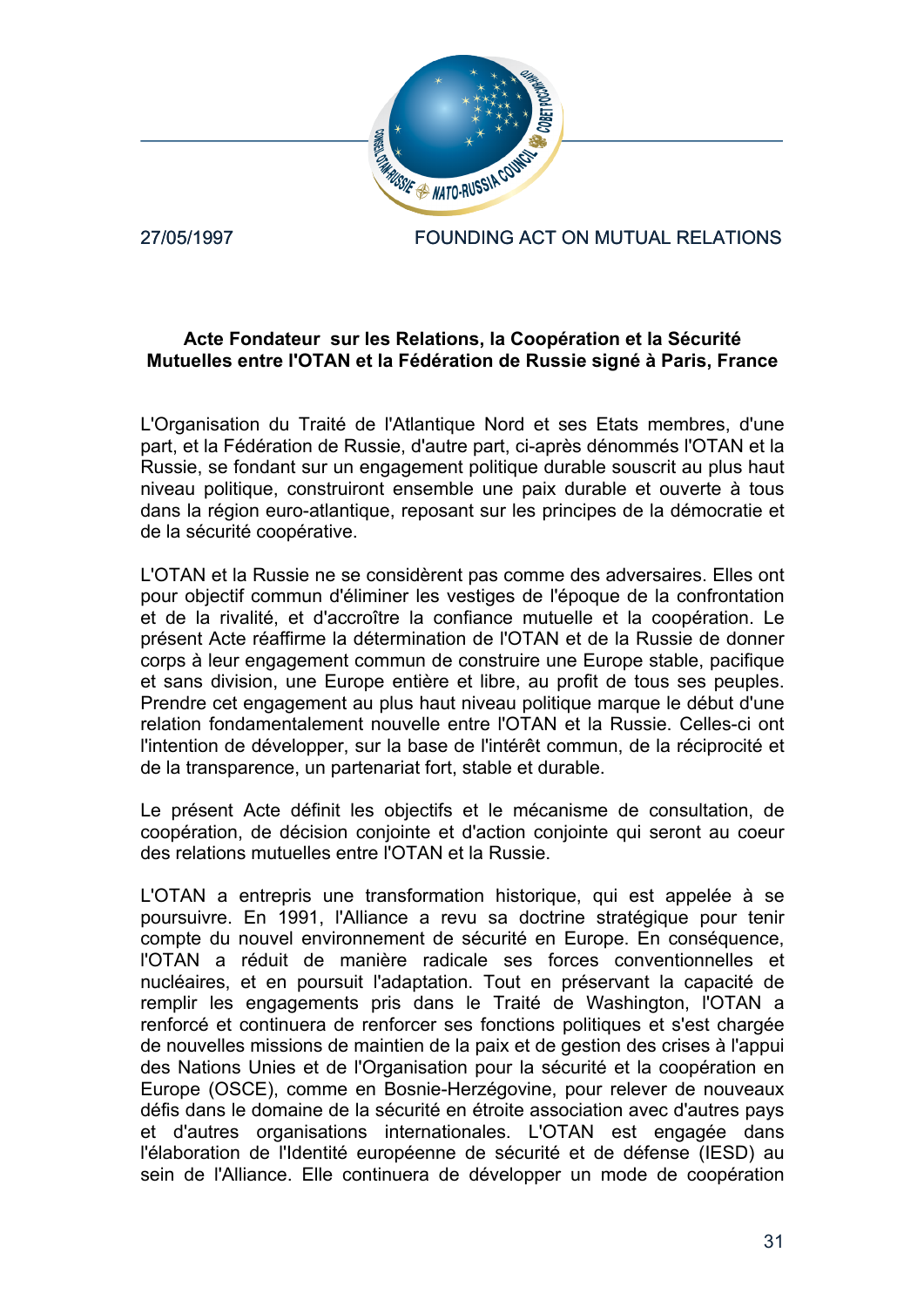27/05/1997 FOUNDING ACT ON MUTUAL RELATIONS

**Acte Fondateur sur les Relations, la Coopération et la Sécurité Mutuelles entre l'OTAN et la Fédération de Russie signé à Paris, France**

L'Organisation du Traité de l'Atlantique Nord et ses Etats membres, d'une part, et la Fédération de Russie, d'autre part, ci-après dénommés l'OTAN et la Russie, se fondant sur un engagement politique durable souscrit au plus haut niveau politique, construiront ensemble une paix durable et ouverte à tous dans la région euro-atlantique, reposant sur les principes de la démocratie et de la sécurité coopérative.

L'OTAN et la Russie ne se considèrent pas comme des adversaires. Elles ont pour objectif commun d'éliminer les vestiges de l'époque de la confrontation et de la rivalité, et d'accroître la confiance mutuelle et la coopération. Le présent Acte réaffirme la détermination de l'OTAN et de la Russie de donner corps à leur engagement commun de construire une Europe stable, pacifique et sans division, une Europe entière et libre, au profit de tous ses peuples. Prendre cet engagement au plus haut niveau politique marque le début d'une relation fondamentalement nouvelle entre l'OTAN et la Russie. Celles-ci ont l'intention de développer, sur la base de l'intérêt commun, de la réciprocité et de la transparence, un partenariat fort, stable et durable.

Le présent Acte définit les objectifs et le mécanisme de consultation, de coopération, de décision conjointe et d'action conjointe qui seront au coeur des relations mutuelles entre l'OTAN et la Russie.

L'OTAN a entrepris une transformation historique, qui est appelée à se poursuivre. En 1991, l'Alliance a revu sa doctrine stratégique pour tenir compte du nouvel environnement de sécurité en Europe. En conséquence, l'OTAN a réduit de manière radicale ses forces conventionnelles et nucléaires, et en poursuit l'adaptation. Tout en préservant la capacité de remplir les engagements pris dans le Traité de Washington, l'OTAN a renforcé et continuera de renforcer ses fonctions politiques et s'est chargée de nouvelles missions de maintien de la paix et de gestion des crises à l'appui des Nations Unies et de l'Organisation pour la sécurité et la coopération en Europe (OSCE), comme en Bosnie-Herzégovine, pour relever de nouveaux défis dans le domaine de la sécurité en étroite association avec d'autres pays et d'autres organisations internationales. L'OTAN est engagée dans l'élaboration de l'Identité européenne de sécurité et de défense (IESD) au sein de l'Alliance. Elle continuera de développer un mode de coopération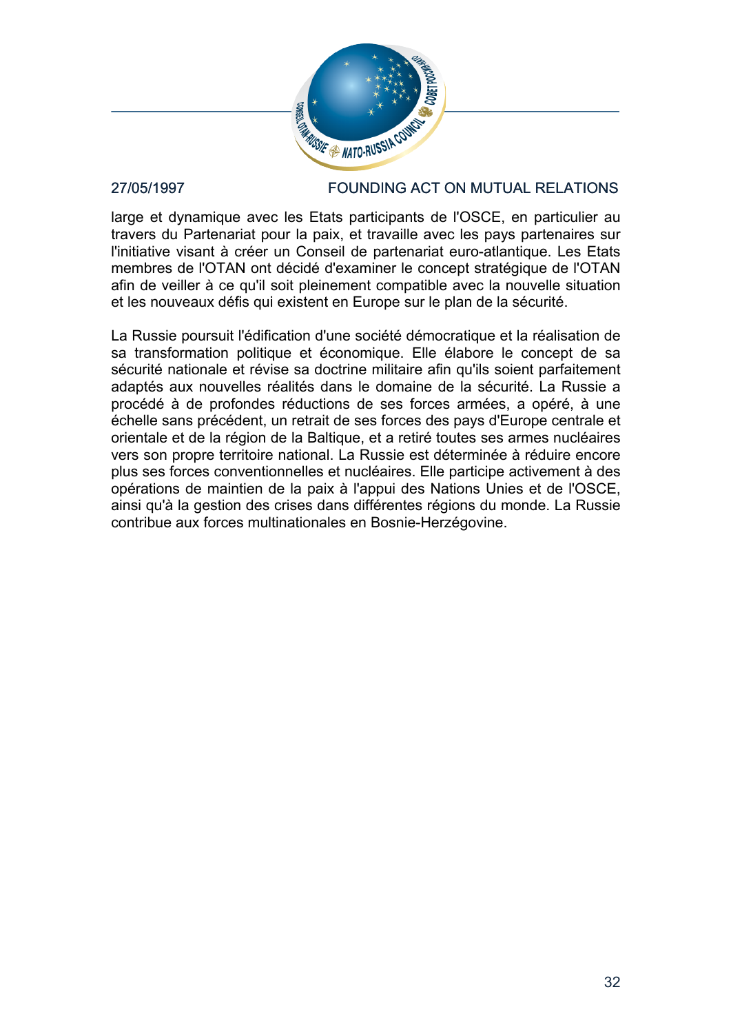large et dynamique avec les Etats participants de l'OSCE, en particulier au travers du Partenariat pour la paix, et travaille avec les pays partenaires sur l'initiative visant à créer un Conseil de partenariat euro-atlantique. Les Etats membres de l'OTAN ont décidé d'examiner le concept stratégique de l'OTAN afin de veiller à ce qu'il soit pleinement compatible avec la nouvelle situation et les nouveaux défis qui existent en Europe sur le plan de la sécurité.

La Russie poursuit l'édification d'une société démocratique et la réalisation de sa transformation politique et économique. Elle élabore le concept de sa sécurité nationale et révise sa doctrine militaire afin qu'ils soient parfaitement adaptés aux nouvelles réalités dans le domaine de la sécurité. La Russie a procédé à de profondes réductions de ses forces armées, a opéré, à une échelle sans précédent, un retrait de ses forces des pays d'Europe centrale et orientale et de la région de la Baltique, et a retiré toutes ses armes nucléaires vers son propre territoire national. La Russie est déterminée à réduire encore plus ses forces conventionnelles et nucléaires. Elle participe activement à des opérations de maintien de la paix à l'appui des Nations Unies et de l'OSCE, ainsi qu'à la gestion des crises dans différentes régions du monde. La Russie contribue aux forces multinationales en Bosnie-Herzégovine.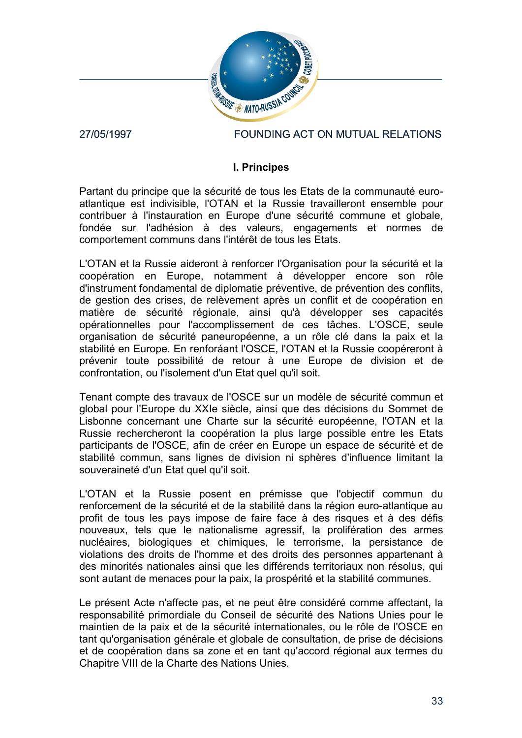## I. Principes

Partant du principe que la sécurité de tous les Etats de la communauté euro-atlantique est indivisible, l'OTAN et la Russie travailleront ensemble pour contribuer à l'instauration en Europe d'une sécurité commune et globale, fondée sur l'adhésion à des valeurs, engagements et normes de comportement communs dans l'intérêt de tous les Etats.

L'OTAN et la Russie aideront à renforcer l'Organisation pour la sécurité et la coopération en Europe, notamment à développer encore son rôle d'instrument fondamental de diplomatie préventive, de prévention des conflits, de gestion des crises, de relèvement après un conflit et de coopération en matière de sécurité régionale, ainsi qu'à développer ses capacités opérationnelles pour l'accomplissement de ces tâches. L'OSCE, seule organisation de sécurité paneuropéenne, a un rôle clé dans la paix et la stabilité en Europe. En renforáant l'OSCE, l'OTAN et la Russie coopéreront à prévenir toute possibilité de retour à une Europe de division et de confrontation, ou l'isolement d'un Etat quel qu'il soit.

Tenant compte des travaux de l'OSCE sur un modèle de sécurité commun et global pour l'Europe du XXIe siècle, ainsi que des décisions du Sommet de Lisbonne concernant une Charte sur la sécurité européenne, l'OTAN et la Russie rechercheront la coopération la plus large possible entre les Etats participants de l'OSCE, afin de créer en Europe un espace de sécurité et de stabilité commun, sans lignes de division ni sphères d'influence limitant la souveraineté d'un Etat quel qu'il soit.

L'OTAN et la Russie posent en prémisse que l'objectif commun du renforcement de la sécurité et de la stabilité dans la région euro-atlantique au profit de tous les pays impose de faire face à des risques et à des défis nouveaux, tels que le nationalisme agressif, la prolifération des armes nucléaires, biologiques et chimiques, le terrorisme, la persistance de violations des droits de l'homme et des droits des personnes appartenant à des minorités nationales ainsi que les différends territoriaux non résolus, qui sont autant de menaces pour la paix, la prospérité et la stabilité communes.

Le présent Acte n'affecte pas, et ne peut être considéré comme affectant, la responsabilité primordiale du Conseil de sécurité des Nations Unies pour le maintien de la paix et de la sécurité internationales, ou le rôle de l'OSCE en tant qu'organisation générale et globale de consultation, de prise de décisions et de coopération dans sa zone et en tant qu'accord régional aux termes du Chapitre VIII de la Charte des Nations Unies.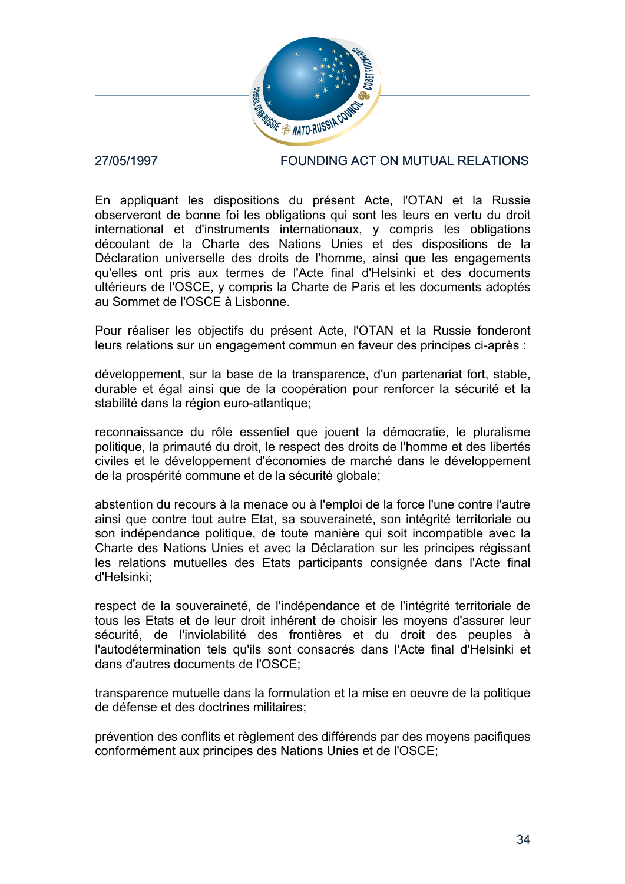En appliquant les dispositions du présent Acte, l'OTAN et la Russie observeront de bonne foi les obligations qui sont les leurs en vertu du droit international et d'instruments internationaux, y compris les obligations découlant de la Charte des Nations Unies et des dispositions de la Déclaration universelle des droits de l'homme, ainsi que les engagements qu'elles ont pris aux termes de l'Acte final d'Helsinki et des documents ultérieurs de l'OSCE, y compris la Charte de Paris et les documents adoptés au Sommet de l'OSCE à Lisbonne.

Pour réaliser les objectifs du présent Acte, l'OTAN et la Russie fonderont leurs relations sur un engagement commun en faveur des principes ci-après :

développement, sur la base de la transparence, d'un partenariat fort, stable, durable et égal ainsi que de la coopération pour renforcer la sécurité et la stabilité dans la région euro-atlantique;

reconnaissance du rôle essentiel que jouent la démocratie, le pluralisme politique, la primauté du droit, le respect des droits de l'homme et des libertés civiles et le développement d'économies de marché dans le développement de la prospérité commune et de la sécurité globale;

abstention du recours à la menace ou à l'emploi de la force l'une contre l'autre ainsi que contre tout autre Etat, sa souveraineté, son intégrité territoriale ou son indépendance politique, de toute manière qui soit incompatible avec la Charte des Nations Unies et avec la Déclaration sur les principes régissant les relations mutuelles des Etats participants consignée dans l'Acte final d'Helsinki;

respect de la souveraineté, de l'indépendance et de l'intégrité territoriale de tous les Etats et de leur droit inhérent de choisir les moyens d'assurer leur sécurité, de l'inviolabilité des frontières et du droit des peuples à l'autodétermination tels qu'ils sont consacrés dans l'Acte final d'Helsinki et dans d'autres documents de l'OSCE;

transparence mutuelle dans la formulation et la mise en oeuvre de la politique de défense et des doctrines militaires;

prévention des conflits et règlement des différends par des moyens pacifiques conformément aux principes des Nations Unies et de l'OSCE;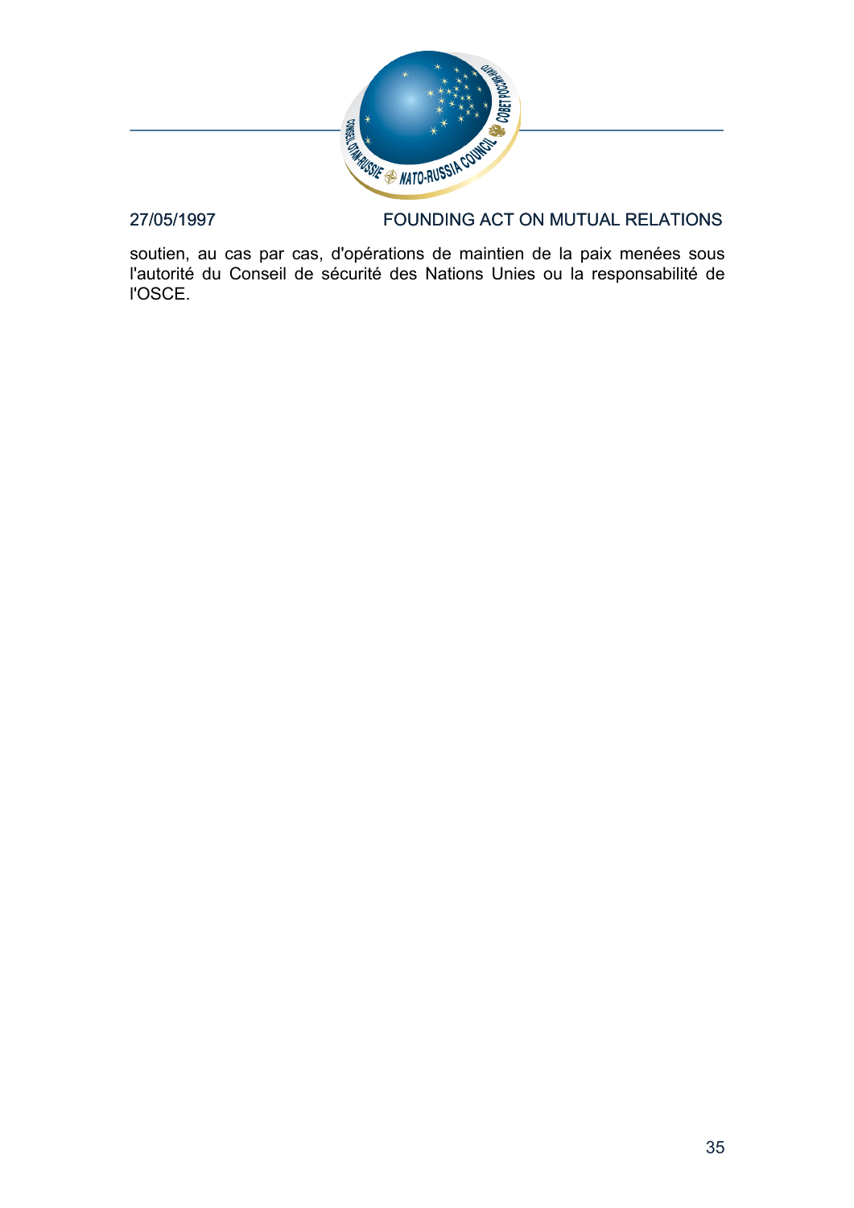soutien, au cas par cas, d'opérations de maintien de la paix menées sous l'autorité du Conseil de sécurité des Nations Unies ou la responsabilité de l'OSCE.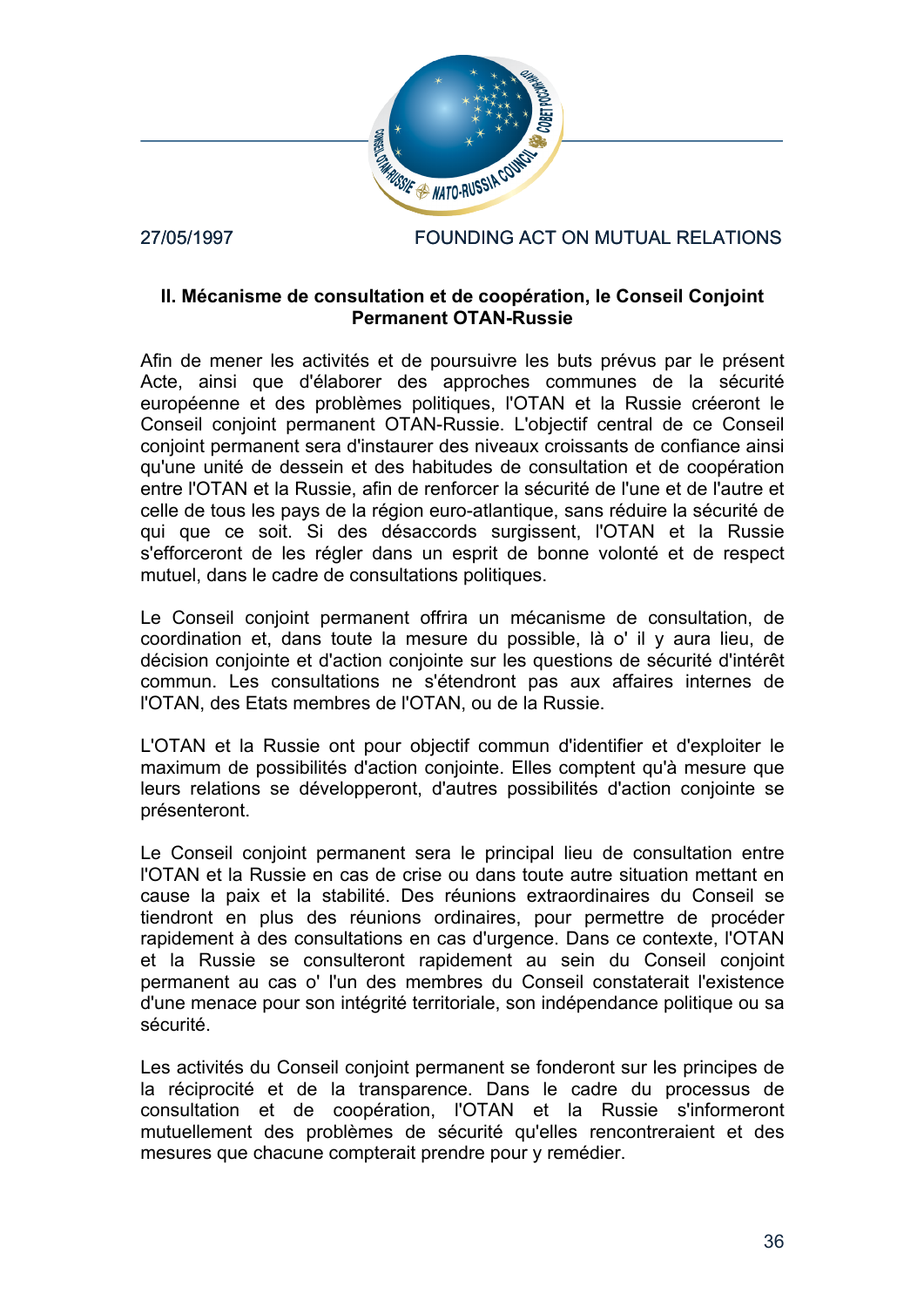## II. Mécanisme de consultation et de coopération, le Conseil Conjoint Permanent OTAN-Russie

Afin de mener les activités et de poursuivre les buts prévus par le présent Acte, ainsi que d'élaborer des approches communes de la sécurité européenne et des problèmes politiques, l'OTAN et la Russie créeront le Conseil conjoint permanent OTAN-Russie. L'objectif central de ce Conseil conjoint permanent sera d'instaurer des niveaux croissants de confiance ainsi qu'une unité de dessein et des habitudes de consultation et de coopération entre l'OTAN et la Russie, afin de renforcer la sécurité de l'une et de l'autre et celle de tous les pays de la région euro-atlantique, sans réduire la sécurité de qui que ce soit. Si des désaccords surgissent, l'OTAN et la Russie s'efforceront de les régler dans un esprit de bonne volonté et de respect mutuel, dans le cadre de consultations politiques.

Le Conseil conjoint permanent offrira un mécanisme de consultation, de coordination et, dans toute la mesure du possible, là o' il y aura lieu, de décision conjointe et d'action conjointe sur les questions de sécurité d'intérêt commun. Les consultations ne s'étendront pas aux affaires internes de l'OTAN, des Etats membres de l'OTAN, ou de la Russie.

L'OTAN et la Russie ont pour objectif commun d'identifier et d'exploiter le maximum de possibilités d'action conjointe. Elles comptent qu'à mesure que leurs relations se développeront, d'autres possibilités d'action conjointe se présenteront.

Le Conseil conjoint permanent sera le principal lieu de consultation entre l'OTAN et la Russie en cas de crise ou dans toute autre situation mettant en cause la paix et la stabilité. Des réunions extraordinaires du Conseil se tiendront en plus des réunions ordinaires, pour permettre de procéder rapidement à des consultations en cas d'urgence. Dans ce contexte, l'OTAN et la Russie se consulteront rapidement au sein du Conseil conjoint permanent au cas o' l'un des membres du Conseil constaterait l'existence d'une menace pour son intégrité territoriale, son indépendance politique ou sa sécurité.

Les activités du Conseil conjoint permanent se fonderont sur les principes de la réciprocité et de la transparence. Dans le cadre du processus de consultation et de coopération, l'OTAN et la Russie s'informeront mutuellement des problèmes de sécurité qu'elles rencontreraient et des mesures que chacune compterait prendre pour y remédier.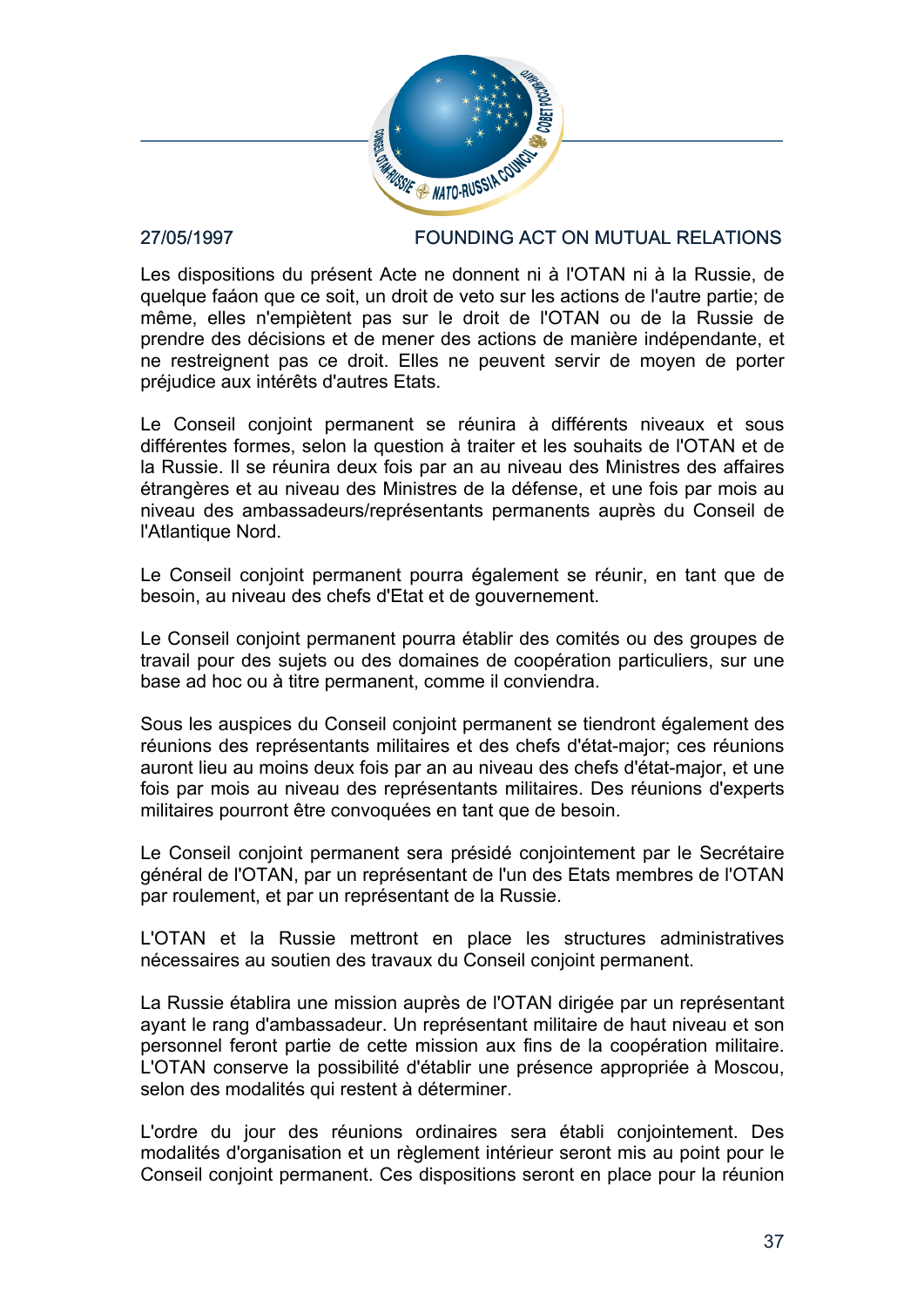Les dispositions du présent Acte ne donnent ni à l'OTAN ni à la Russie, de quelque faáon que ce soit, un droit de veto sur les actions de l'autre partie; de même, elles n'empiètent pas sur le droit de l'OTAN ou de la Russie de prendre des décisions et de mener des actions de manière indépendante, et ne restreignent pas ce droit. Elles ne peuvent servir de moyen de porter préjudice aux intérêts d'autres Etats.

Le Conseil conjoint permanent se réunira à différents niveaux et sous différentes formes, selon la question à traiter et les souhaits de l'OTAN et de la Russie. Il se réunira deux fois par an au niveau des Ministres des affaires étrangères et au niveau des Ministres de la défense, et une fois par mois au niveau des ambassadeurs/représentants permanents auprès du Conseil de l'Atlantique Nord.

Le Conseil conjoint permanent pourra également se réunir, en tant que de besoin, au niveau des chefs d'Etat et de gouvernement.

Le Conseil conjoint permanent pourra établir des comités ou des groupes de travail pour des sujets ou des domaines de coopération particuliers, sur une base ad hoc ou à titre permanent, comme il conviendra.

Sous les auspices du Conseil conjoint permanent se tiendront également des réunions des représentants militaires et des chefs d'état-major; ces réunions auront lieu au moins deux fois par an au niveau des chefs d'état-major, et une fois par mois au niveau des représentants militaires. Des réunions d'experts militaires pourront être convoquées en tant que de besoin.

Le Conseil conjoint permanent sera présidé conjointement par le Secrétaire général de l'OTAN, par un représentant de l'un des Etats membres de l'OTAN par roulement, et par un représentant de la Russie.

L'OTAN et la Russie mettront en place les structures administratives nécessaires au soutien des travaux du Conseil conjoint permanent.

La Russie établira une mission auprès de l'OTAN dirigée par un représentant ayant le rang d'ambassadeur. Un représentant militaire de haut niveau et son personnel feront partie de cette mission aux fins de la coopération militaire. L'OTAN conserve la possibilité d'établir une présence appropriée à Moscou, selon des modalités qui restent à déterminer.

L'ordre du jour des réunions ordinaires sera établi conjointement. Des modalités d'organisation et un règlement intérieur seront mis au point pour le Conseil conjoint permanent. Ces dispositions seront en place pour la réunion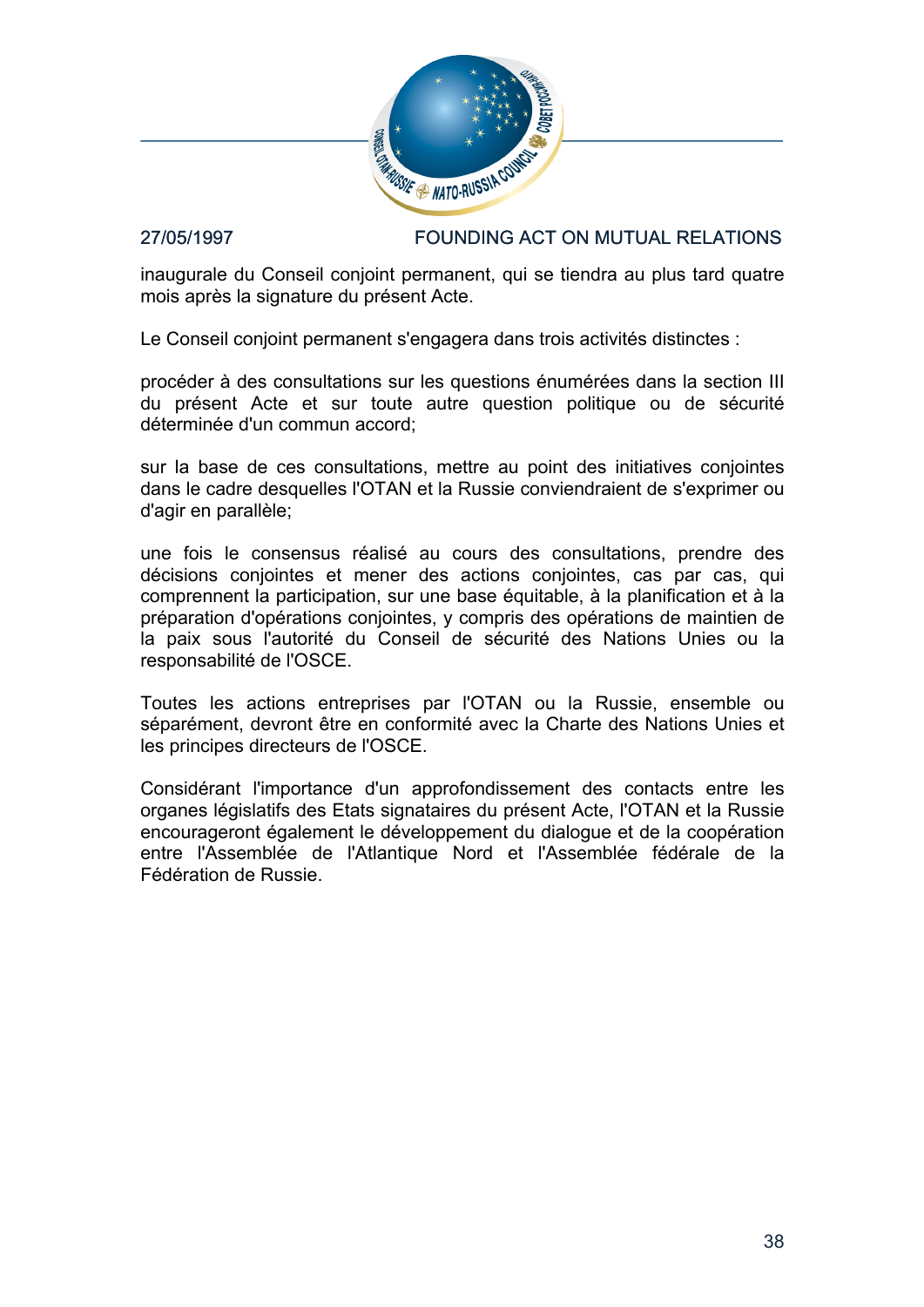inaugurale du Conseil conjoint permanent, qui se tiendra au plus tard quatre mois après la signature du présent Acte.

Le Conseil conjoint permanent s'engagera dans trois activités distinctes :

procéder à des consultations sur les questions énumérées dans la section III du présent Acte et sur toute autre question politique ou de sécurité déterminée d'un commun accord;

sur la base de ces consultations, mettre au point des initiatives conjointes dans le cadre desquelles l'OTAN et la Russie conviendraient de s'exprimer ou d'agir en parallèle;

une fois le consensus réalisé au cours des consultations, prendre des décisions conjointes et mener des actions conjointes, cas par cas, qui comprennent la participation, sur une base équitable, à la planification et à la préparation d'opérations conjointes, y compris des opérations de maintien de la paix sous l'autorité du Conseil de sécurité des Nations Unies ou la responsabilité de l'OSCE.

Toutes les actions entreprises par l'OTAN ou la Russie, ensemble ou séparément, devront être en conformité avec la Charte des Nations Unies et les principes directeurs de l'OSCE.

Considérant l'importance d'un approfondissement des contacts entre les organes législatifs des Etats signataires du présent Acte, l'OTAN et la Russie encourageront également le développement du dialogue et de la coopération entre l'Assemblée de l'Atlantique Nord et l'Assemblée fédérale de la Fédération de Russie.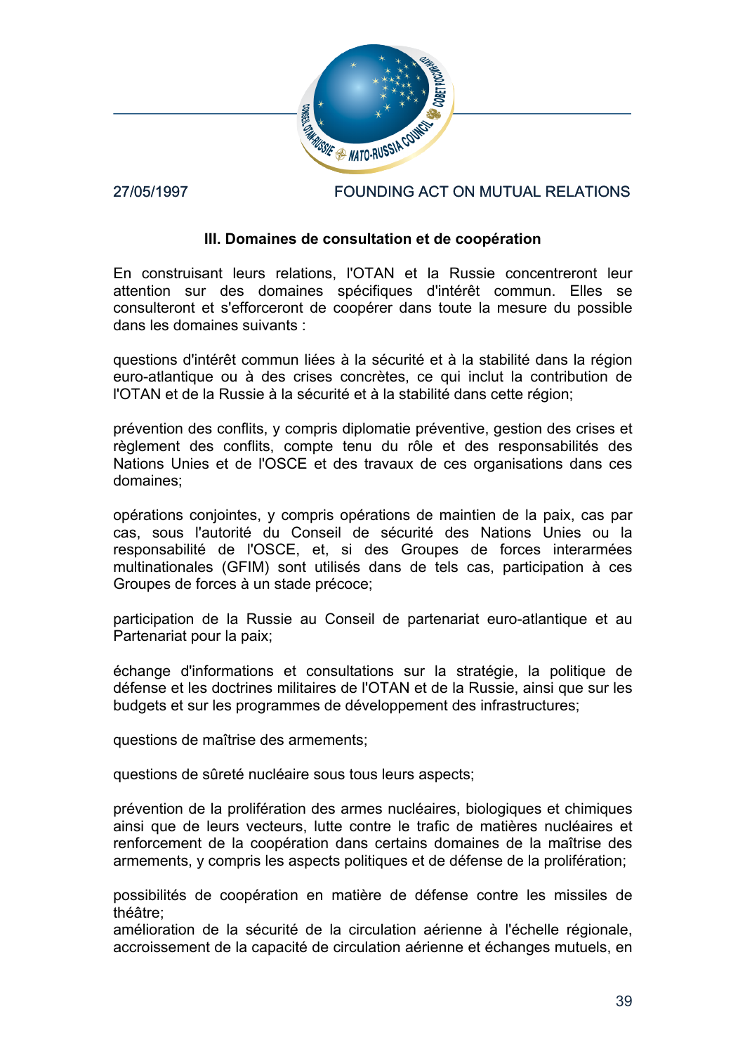### III. Domaines de consultation et de coopération

En construisant leurs relations, l'OTAN et la Russie concentreront leur attention sur des domaines spécifiques d'intérêt commun. Elles se consulteront et s'efforceront de coopérer dans toute la mesure du possible dans les domaines suivants :

questions d'intérêt commun liées à la sécurité et à la stabilité dans la région euro-atlantique ou à des crises concrètes, ce qui inclut la contribution de l'OTAN et de la Russie à la sécurité et à la stabilité dans cette région;

prévention des conflits, y compris diplomatie préventive, gestion des crises et règlement des conflits, compte tenu du rôle et des responsabilités des Nations Unies et de l'OSCE et des travaux de ces organisations dans ces domaines;

opérations conjointes, y compris opérations de maintien de la paix, cas par cas, sous l'autorité du Conseil de sécurité des Nations Unies ou la responsabilité de l'OSCE, et, si des Groupes de forces interarmées multinationales (GFIM) sont utilisés dans de tels cas, participation à ces Groupes de forces à un stade précoce;

participation de la Russie au Conseil de partenariat euro-atlantique et au Partenariat pour la paix;

échange d'informations et consultations sur la stratégie, la politique de défense et les doctrines militaires de l'OTAN et de la Russie, ainsi que sur les budgets et sur les programmes de développement des infrastructures;

questions de maîtrise des armements;

questions de sûreté nucléaire sous tous leurs aspects;

prévention de la prolifération des armes nucléaires, biologiques et chimiques ainsi que de leurs vecteurs, lutte contre le trafic de matières nucléaires et renforcement de la coopération dans certains domaines de la maîtrise des armements, y compris les aspects politiques et de défense de la prolifération;

possibilités de coopération en matière de défense contre les missiles de théâtre;

amélioration de la sécurité de la circulation aérienne à l'échelle régionale, accroissement de la capacité de circulation aérienne et échanges mutuels, en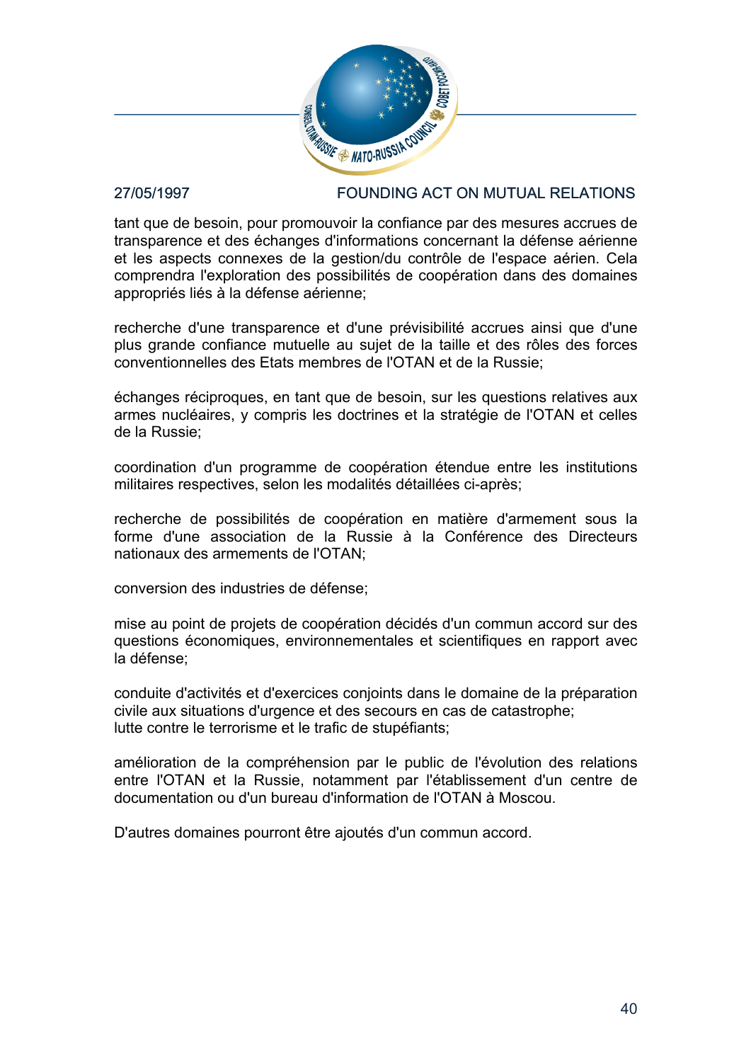tant que de besoin, pour promouvoir la confiance par des mesures accrues de transparence et des échanges d'informations concernant la défense aérienne et les aspects connexes de la gestion/du contrôle de l'espace aérien. Cela comprendra l'exploration des possibilités de coopération dans des domaines appropriés liés à la défense aérienne;

recherche d'une transparence et d'une prévisibilité accrues ainsi que d'une plus grande confiance mutuelle au sujet de la taille et des rôles des forces conventionnelles des Etats membres de l'OTAN et de la Russie;

échanges réciproques, en tant que de besoin, sur les questions relatives aux armes nucléaires, y compris les doctrines et la stratégie de l'OTAN et celles de la Russie;

coordination d'un programme de coopération étendue entre les institutions militaires respectives, selon les modalités détaillées ci-après;

recherche de possibilités de coopération en matière d'armement sous la forme d'une association de la Russie à la Conférence des Directeurs nationaux des armements de l'OTAN;

conversion des industries de défense;

mise au point de projets de coopération décidés d'un commun accord sur des questions économiques, environnementales et scientifiques en rapport avec la défense;

conduite d'activités et d'exercices conjoints dans le domaine de la préparation civile aux situations d'urgence et des secours en cas de catastrophe;
lutte contre le terrorisme et le trafic de stupéfiants;

amélioration de la compréhension par le public de l'évolution des relations entre l'OTAN et la Russie, notamment par l'établissement d'un centre de documentation ou d'un bureau d'information de l'OTAN à Moscou.

D'autres domaines pourront être ajoutés d'un commun accord.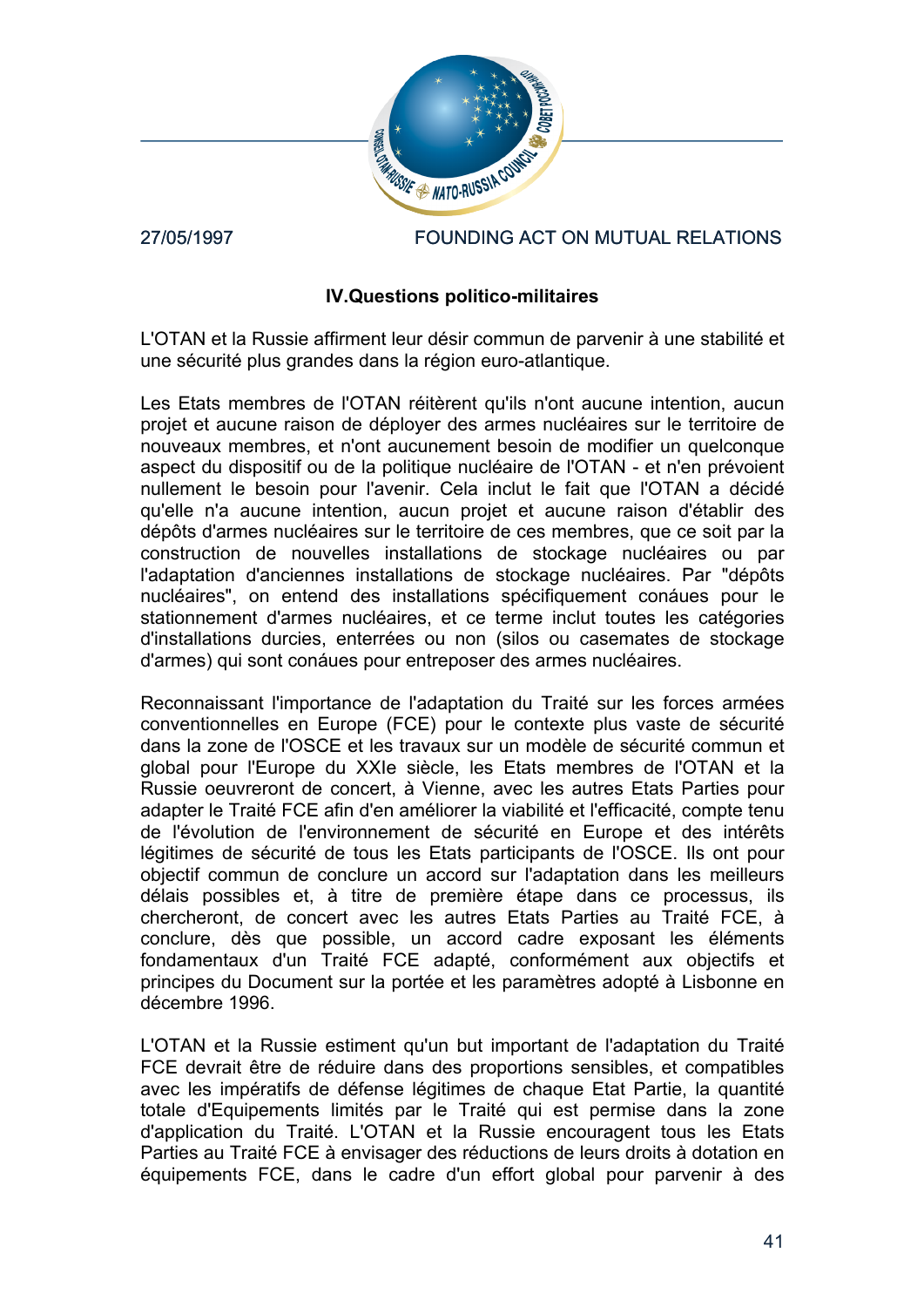### IV.Questions politico-militaires

L'OTAN et la Russie affirment leur désir commun de parvenir à une stabilité et une sécurité plus grandes dans la région euro-atlantique.

Les Etats membres de l'OTAN réitèrent qu'ils n'ont aucune intention, aucun projet et aucune raison de déployer des armes nucléaires sur le territoire de nouveaux membres, et n'ont aucunement besoin de modifier un quelconque aspect du dispositif ou de la politique nucléaire de l'OTAN - et n'en prévoient nullement le besoin pour l'avenir. Cela inclut le fait que l'OTAN a décidé qu'elle n'a aucune intention, aucun projet et aucune raison d'établir des dépôts d'armes nucléaires sur le territoire de ces membres, que ce soit par la construction de nouvelles installations de stockage nucléaires ou par l'adaptation d'anciennes installations de stockage nucléaires. Par "dépôts nucléaires", on entend des installations spécifiquement conáues pour le stationnement d'armes nucléaires, et ce terme inclut toutes les catégories d'installations durcies, enterrées ou non (silos ou casemates de stockage d'armes) qui sont conáues pour entreposer des armes nucléaires.

Reconnaissant l'importance de l'adaptation du Traité sur les forces armées conventionnelles en Europe (FCE) pour le contexte plus vaste de sécurité dans la zone de l'OSCE et les travaux sur un modèle de sécurité commun et global pour l'Europe du XXIe siècle, les Etats membres de l'OTAN et la Russie oeuvreront de concert, à Vienne, avec les autres Etats Parties pour adapter le Traité FCE afin d'en améliorer la viabilité et l'efficacité, compte tenu de l'évolution de l'environnement de sécurité en Europe et des intérêts légitimes de sécurité de tous les Etats participants de l'OSCE. Ils ont pour objectif commun de conclure un accord sur l'adaptation dans les meilleurs délais possibles et, à titre de première étape dans ce processus, ils chercheront, de concert avec les autres Etats Parties au Traité FCE, à conclure, dès que possible, un accord cadre exposant les éléments fondamentaux d'un Traité FCE adapté, conformément aux objectifs et principes du Document sur la portée et les paramètres adopté à Lisbonne en décembre 1996.

L'OTAN et la Russie estiment qu'un but important de l'adaptation du Traité FCE devrait être de réduire dans des proportions sensibles, et compatibles avec les impératifs de défense légitimes de chaque Etat Partie, la quantité totale d'Equipements limités par le Traité qui est permise dans la zone d'application du Traité. L'OTAN et la Russie encouragent tous les Etats Parties au Traité FCE à envisager des réductions de leurs droits à dotation en équipements FCE, dans le cadre d'un effort global pour parvenir à des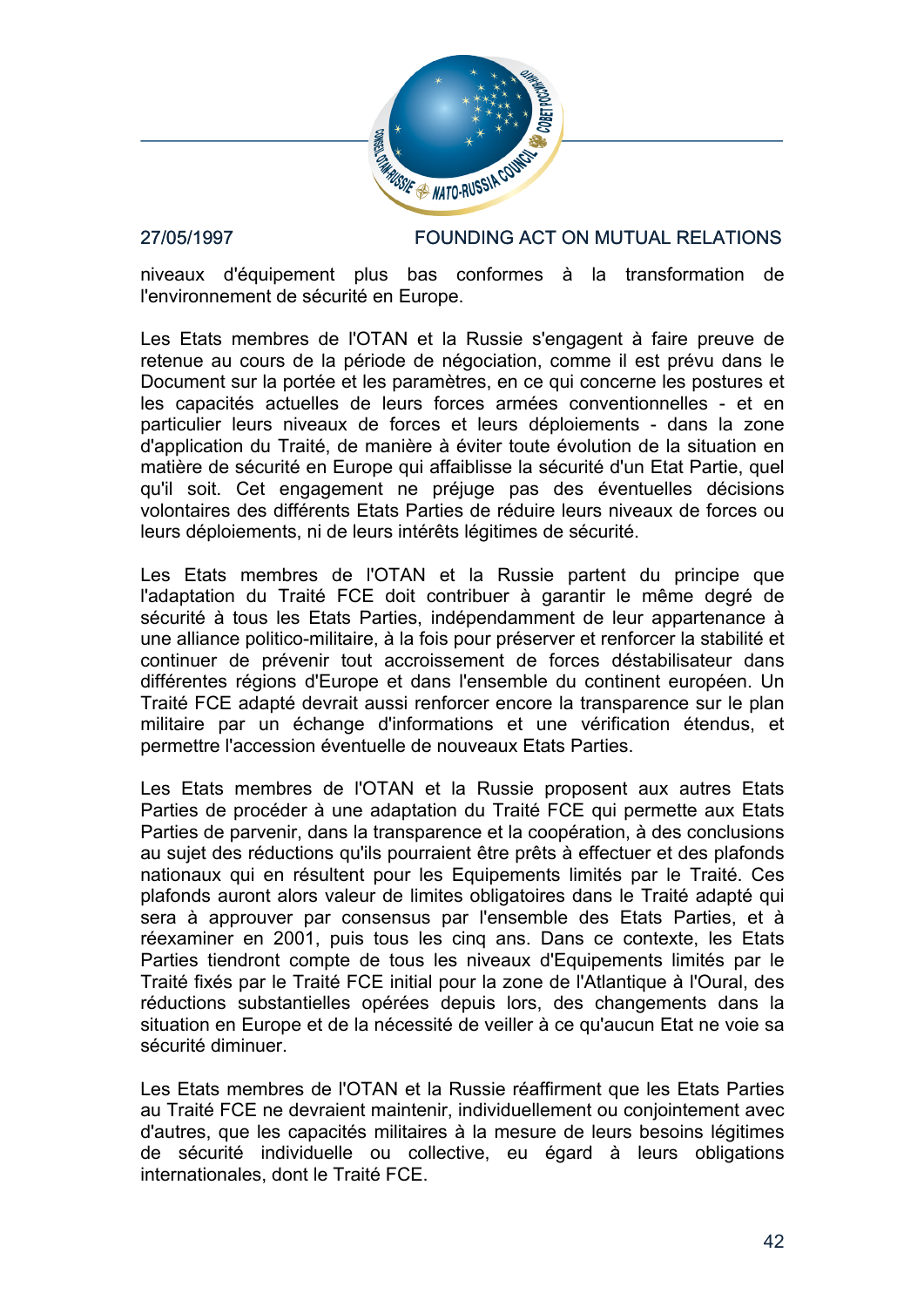niveaux d'équipement plus bas conformes à la transformation de l'environnement de sécurité en Europe.

Les Etats membres de l'OTAN et la Russie s'engagent à faire preuve de retenue au cours de la période de négociation, comme il est prévu dans le Document sur la portée et les paramètres, en ce qui concerne les postures et les capacités actuelles de leurs forces armées conventionnelles - et en particulier leurs niveaux de forces et leurs déploiements - dans la zone d'application du Traité, de manière à éviter toute évolution de la situation en matière de sécurité en Europe qui affaiblisse la sécurité d'un Etat Partie, quel qu'il soit. Cet engagement ne préjuge pas des éventuelles décisions volontaires des différents Etats Parties de réduire leurs niveaux de forces ou leurs déploiements, ni de leurs intérêts légitimes de sécurité.

Les Etats membres de l'OTAN et la Russie partent du principe que l'adaptation du Traité FCE doit contribuer à garantir le même degré de sécurité à tous les Etats Parties, indépendamment de leur appartenance à une alliance politico-militaire, à la fois pour préserver et renforcer la stabilité et continuer de prévenir tout accroissement de forces déstabilisateur dans différentes régions d'Europe et dans l'ensemble du continent européen. Un Traité FCE adapté devrait aussi renforcer encore la transparence sur le plan militaire par un échange d'informations et une vérification étendus, et permettre l'accession éventuelle de nouveaux Etats Parties.

Les Etats membres de l'OTAN et la Russie proposent aux autres Etats Parties de procéder à une adaptation du Traité FCE qui permette aux Etats Parties de parvenir, dans la transparence et la coopération, à des conclusions au sujet des réductions qu'ils pourraient être prêts à effectuer et des plafonds nationaux qui en résultent pour les Equipements limités par le Traité. Ces plafonds auront alors valeur de limites obligatoires dans le Traité adapté qui sera à approuver par consensus par l'ensemble des Etats Parties, et à réexaminer en 2001, puis tous les cinq ans. Dans ce contexte, les Etats Parties tiendront compte de tous les niveaux d'Equipements limités par le Traité fixés par le Traité FCE initial pour la zone de l'Atlantique à l'Oural, des réductions substantielles opérées depuis lors, des changements dans la situation en Europe et de la nécessité de veiller à ce qu'aucun Etat ne voie sa sécurité diminuer.

Les Etats membres de l'OTAN et la Russie réaffirment que les Etats Parties au Traité FCE ne devraient maintenir, individuellement ou conjointement avec d'autres, que les capacités militaires à la mesure de leurs besoins légitimes de sécurité individuelle ou collective, eu égard à leurs obligations internationales, dont le Traité FCE.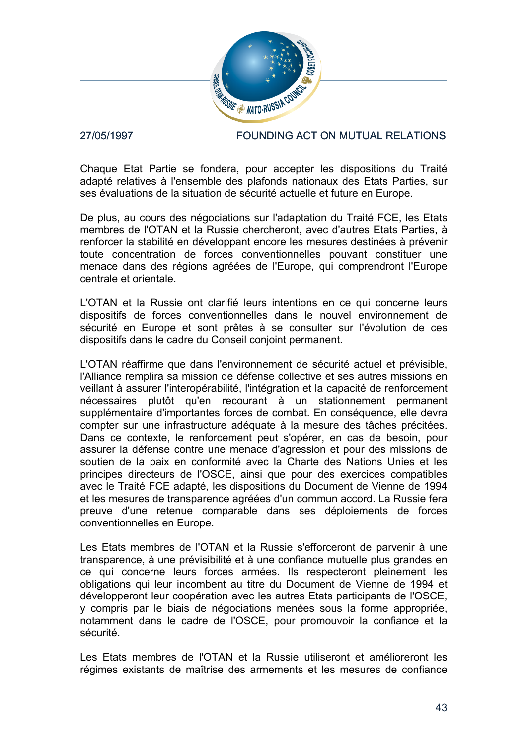Chaque Etat Partie se fondera, pour accepter les dispositions du Traité adapté relatives à l'ensemble des plafonds nationaux des Etats Parties, sur ses évaluations de la situation de sécurité actuelle et future en Europe.

De plus, au cours des négociations sur l'adaptation du Traité FCE, les Etats membres de l'OTAN et la Russie chercheront, avec d'autres Etats Parties, à renforcer la stabilité en développant encore les mesures destinées à prévenir toute concentration de forces conventionnelles pouvant constituer une menace dans des régions agréées de l'Europe, qui comprendront l'Europe centrale et orientale.

L'OTAN et la Russie ont clarifié leurs intentions en ce qui concerne leurs dispositifs de forces conventionnelles dans le nouvel environnement de sécurité en Europe et sont prêtes à se consulter sur l'évolution de ces dispositifs dans le cadre du Conseil conjoint permanent.

L'OTAN réaffirme que dans l'environnement de sécurité actuel et prévisible, l'Alliance remplira sa mission de défense collective et ses autres missions en veillant à assurer l'interopérabilité, l'intégration et la capacité de renforcement nécessaires plutôt qu'en recourant à un stationnement permanent supplémentaire d'importantes forces de combat. En conséquence, elle devra compter sur une infrastructure adéquate à la mesure des tâches précitées. Dans ce contexte, le renforcement peut s'opérer, en cas de besoin, pour assurer la défense contre une menace d'agression et pour des missions de soutien de la paix en conformité avec la Charte des Nations Unies et les principes directeurs de l'OSCE, ainsi que pour des exercices compatibles avec le Traité FCE adapté, les dispositions du Document de Vienne de 1994 et les mesures de transparence agréées d'un commun accord. La Russie fera preuve d'une retenue comparable dans ses déploiements de forces conventionnelles en Europe.

Les Etats membres de l'OTAN et la Russie s'efforceront de parvenir à une transparence, à une prévisibilité et à une confiance mutuelle plus grandes en ce qui concerne leurs forces armées. Ils respecteront pleinement les obligations qui leur incombent au titre du Document de Vienne de 1994 et développeront leur coopération avec les autres Etats participants de l'OSCE, y compris par le biais de négociations menées sous la forme appropriée, notamment dans le cadre de l'OSCE, pour promouvoir la confiance et la sécurité.

Les Etats membres de l'OTAN et la Russie utiliseront et amélioreront les régimes existants de maîtrise des armements et les mesures de confiance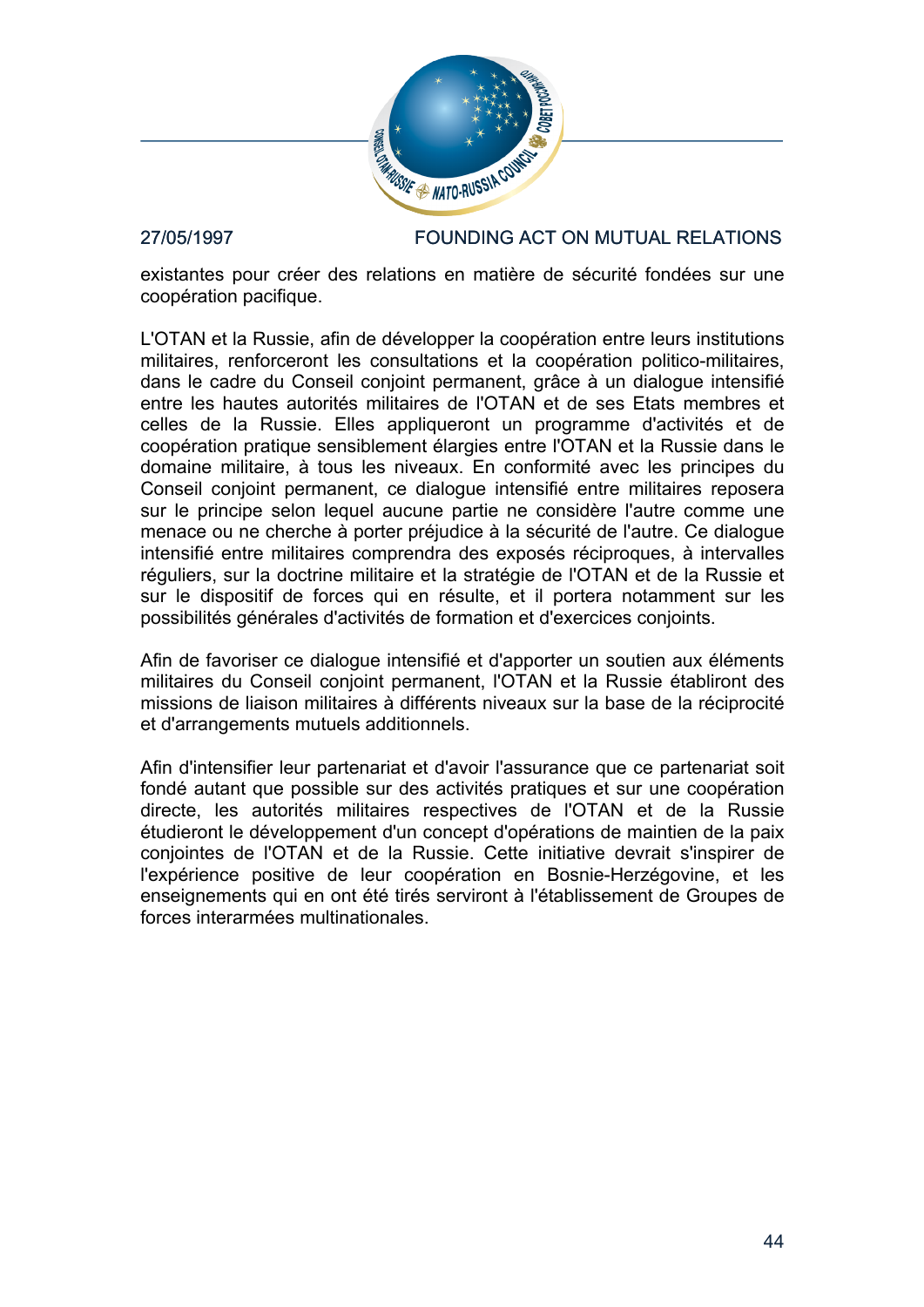existantes pour créer des relations en matière de sécurité fondées sur une coopération pacifique.

L'OTAN et la Russie, afin de développer la coopération entre leurs institutions militaires, renforceront les consultations et la coopération politico-militaires, dans le cadre du Conseil conjoint permanent, grâce à un dialogue intensifié entre les hautes autorités militaires de l'OTAN et de ses Etats membres et celles de la Russie. Elles appliqueront un programme d'activités et de coopération pratique sensiblement élargies entre l'OTAN et la Russie dans le domaine militaire, à tous les niveaux. En conformité avec les principes du Conseil conjoint permanent, ce dialogue intensifié entre militaires reposera sur le principe selon lequel aucune partie ne considère l'autre comme une menace ou ne cherche à porter préjudice à la sécurité de l'autre. Ce dialogue intensifié entre militaires comprendra des exposés réciproques, à intervalles réguliers, sur la doctrine militaire et la stratégie de l'OTAN et de la Russie et sur le dispositif de forces qui en résulte, et il portera notamment sur les possibilités générales d'activités de formation et d'exercices conjoints.

Afin de favoriser ce dialogue intensifié et d'apporter un soutien aux éléments militaires du Conseil conjoint permanent, l'OTAN et la Russie établiront des missions de liaison militaires à différents niveaux sur la base de la réciprocité et d'arrangements mutuels additionnels.

Afin d'intensifier leur partenariat et d'avoir l'assurance que ce partenariat soit fondé autant que possible sur des activités pratiques et sur une coopération directe, les autorités militaires respectives de l'OTAN et de la Russie étudieront le développement d'un concept d'opérations de maintien de la paix conjointes de l'OTAN et de la Russie. Cette initiative devrait s'inspirer de l'expérience positive de leur coopération en Bosnie-Herzégovine, et les enseignements qui en ont été tirés serviront à l'établissement de Groupes de forces interarmées multinationales.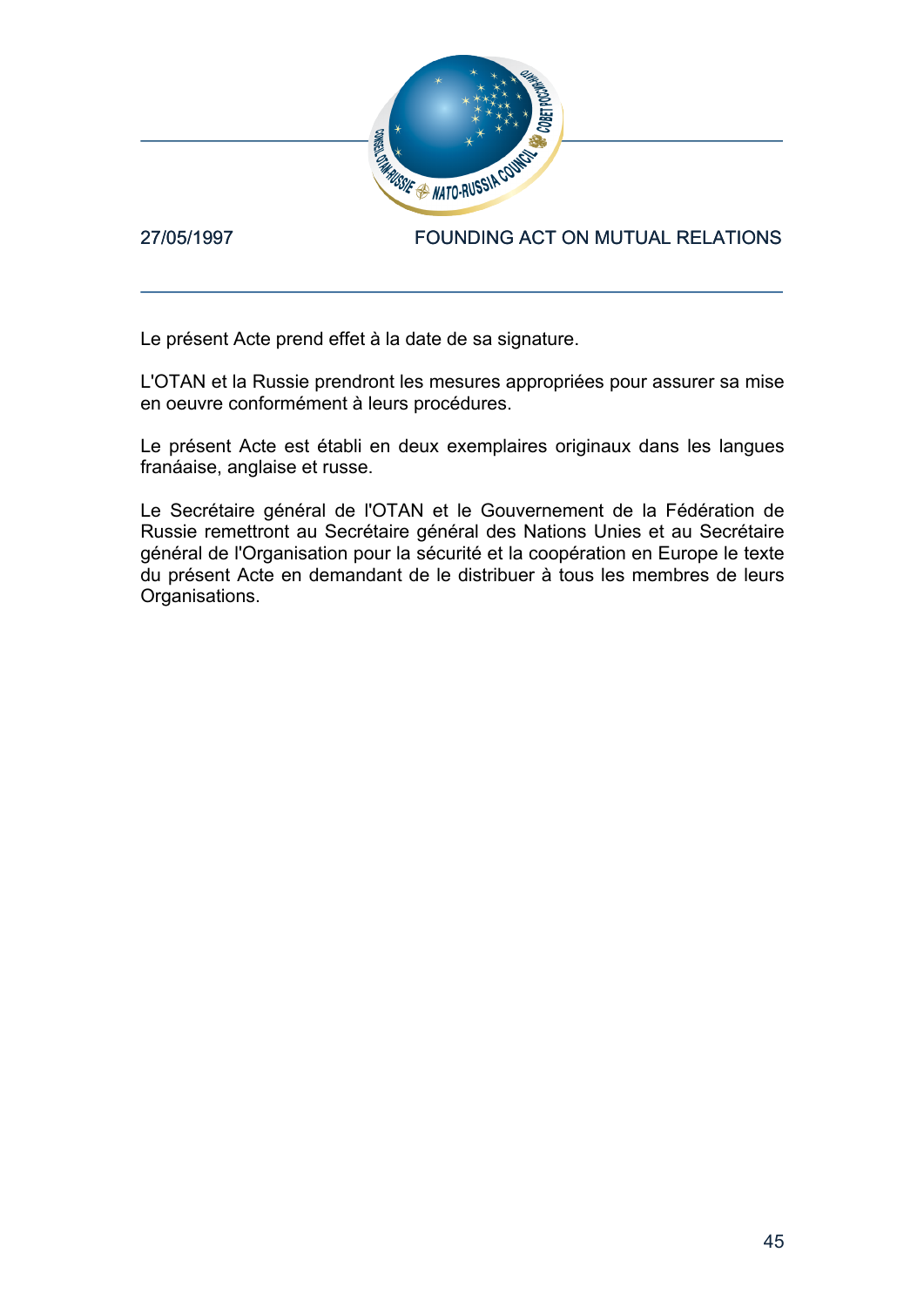Le présent Acte prend effet à la date de sa signature.

L'OTAN et la Russie prendront les mesures appropriées pour assurer sa mise en oeuvre conformément à leurs procédures.

Le présent Acte est établi en deux exemplaires originaux dans les langues franáaise, anglaise et russe.

Le Secrétaire général de l'OTAN et le Gouvernement de la Fédération de Russie remettront au Secrétaire général des Nations Unies et au Secrétaire général de l'Organisation pour la sécurité et la coopération en Europe le texte du présent Acte en demandant de le distribuer à tous les membres de leurs Organisations.